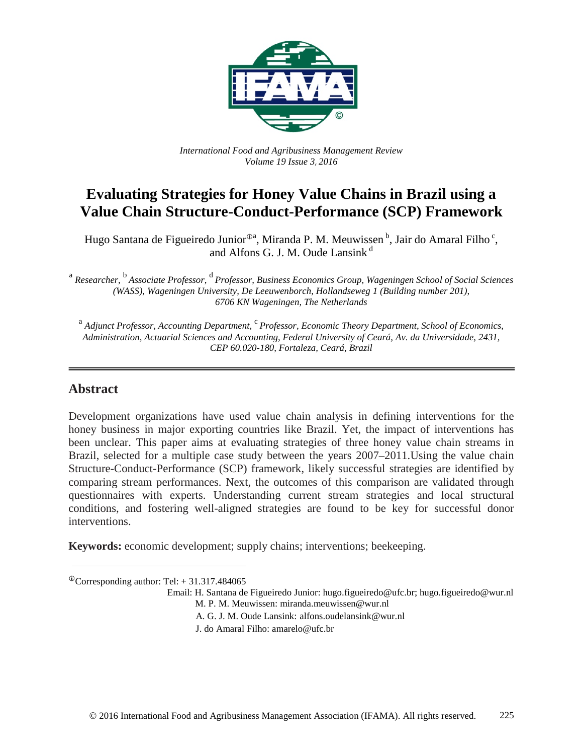*International Food and Agribusiness Management Review*
*Volume 19 Issue 3, 2016*

# Evaluating Strategies for Honey Value Chains in Brazil using a Value Chain Structure-Conduct-Performance (SCP) Framework

Hugo Santana de Figueiredo Junior[①a], Miranda P. M. Meuwissen[b], Jair do Amaral Filho[c], and Alfons G. J. M. Oude Lansink[d]

[a] *Researcher,* [b] *Associate Professor,* [d] *Professor, Business Economics Group, Wageningen School of Social Sciences (WASS), Wageningen University, De Leeuwenborch, Hollandseweg 1 (Building number 201), 6706 KN Wageningen, The Netherlands*

[a] *Adjunct Professor, Accounting Department,* [c] *Professor, Economic Theory Department, School of Economics, Administration, Actuarial Sciences and Accounting, Federal University of Ceará, Av. da Universidade, 2431, CEP 60.020-180, Fortaleza, Ceará, Brazil*

## Abstract

Development organizations have used value chain analysis in defining interventions for the honey business in major exporting countries like Brazil. Yet, the impact of interventions has been unclear. This paper aims at evaluating strategies of three honey value chain streams in Brazil, selected for a multiple case study between the years 2007–2011.Using the value chain Structure-Conduct-Performance (SCP) framework, likely successful strategies are identified by comparing stream performances. Next, the outcomes of this comparison are validated through questionnaires with experts. Understanding current stream strategies and local structural conditions, and fostering well-aligned strategies are found to be key for successful donor interventions.

**Keywords:** economic development; supply chains; interventions; beekeeping.

[①]Corresponding author: Tel: + 31.317.484065
Email: H. Santana de Figueiredo Junior: hugo.figueiredo@ufc.br; hugo.figueiredo@wur.nl
M. P. M. Meuwissen: miranda.meuwissen@wur.nl
A. G. J. M. Oude Lansink: alfons.oudelansink@wur.nl
J. do Amaral Filho: amarelo@ufc.br

© 2016 International Food and Agribusiness Management Association (IFAMA). All rights reserved.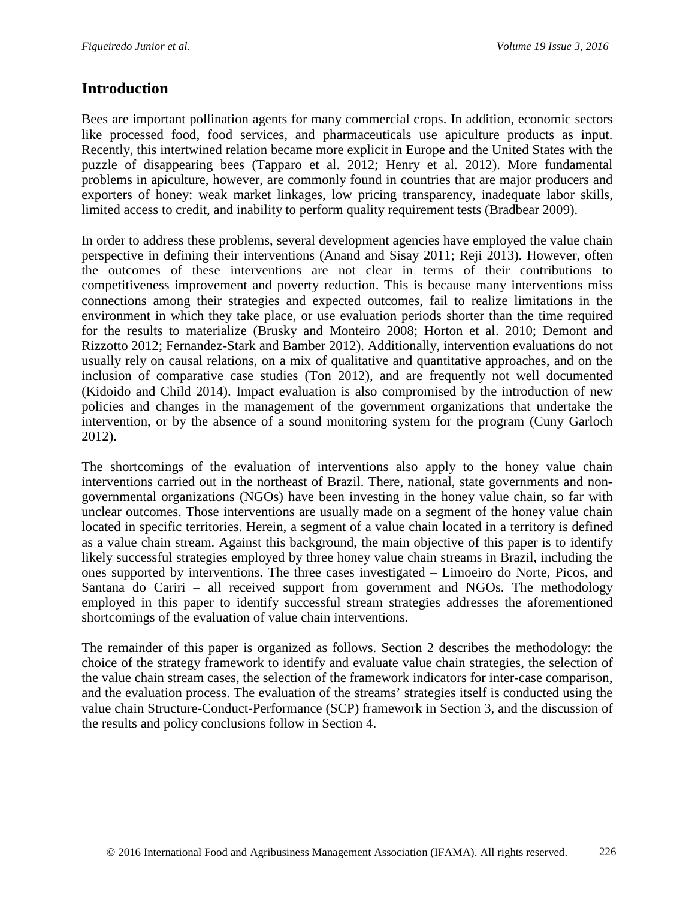## Introduction

Bees are important pollination agents for many commercial crops. In addition, economic sectors like processed food, food services, and pharmaceuticals use apiculture products as input. Recently, this intertwined relation became more explicit in Europe and the United States with the puzzle of disappearing bees (Tapparo et al. 2012; Henry et al. 2012). More fundamental problems in apiculture, however, are commonly found in countries that are major producers and exporters of honey: weak market linkages, low pricing transparency, inadequate labor skills, limited access to credit, and inability to perform quality requirement tests (Bradbear 2009).

In order to address these problems, several development agencies have employed the value chain perspective in defining their interventions (Anand and Sisay 2011; Reji 2013). However, often the outcomes of these interventions are not clear in terms of their contributions to competitiveness improvement and poverty reduction. This is because many interventions miss connections among their strategies and expected outcomes, fail to realize limitations in the environment in which they take place, or use evaluation periods shorter than the time required for the results to materialize (Brusky and Monteiro 2008; Horton et al. 2010; Demont and Rizzotto 2012; Fernandez-Stark and Bamber 2012). Additionally, intervention evaluations do not usually rely on causal relations, on a mix of qualitative and quantitative approaches, and on the inclusion of comparative case studies (Ton 2012), and are frequently not well documented (Kidoido and Child 2014). Impact evaluation is also compromised by the introduction of new policies and changes in the management of the government organizations that undertake the intervention, or by the absence of a sound monitoring system for the program (Cuny Garloch 2012).

The shortcomings of the evaluation of interventions also apply to the honey value chain interventions carried out in the northeast of Brazil. There, national, state governments and non-governmental organizations (NGOs) have been investing in the honey value chain, so far with unclear outcomes. Those interventions are usually made on a segment of the honey value chain located in specific territories. Herein, a segment of a value chain located in a territory is defined as a value chain stream. Against this background, the main objective of this paper is to identify likely successful strategies employed by three honey value chain streams in Brazil, including the ones supported by interventions. The three cases investigated – Limoeiro do Norte, Picos, and Santana do Cariri – all received support from government and NGOs. The methodology employed in this paper to identify successful stream strategies addresses the aforementioned shortcomings of the evaluation of value chain interventions.

The remainder of this paper is organized as follows. Section 2 describes the methodology: the choice of the strategy framework to identify and evaluate value chain strategies, the selection of the value chain stream cases, the selection of the framework indicators for inter-case comparison, and the evaluation process. The evaluation of the streams' strategies itself is conducted using the value chain Structure-Conduct-Performance (SCP) framework in Section 3, and the discussion of the results and policy conclusions follow in Section 4.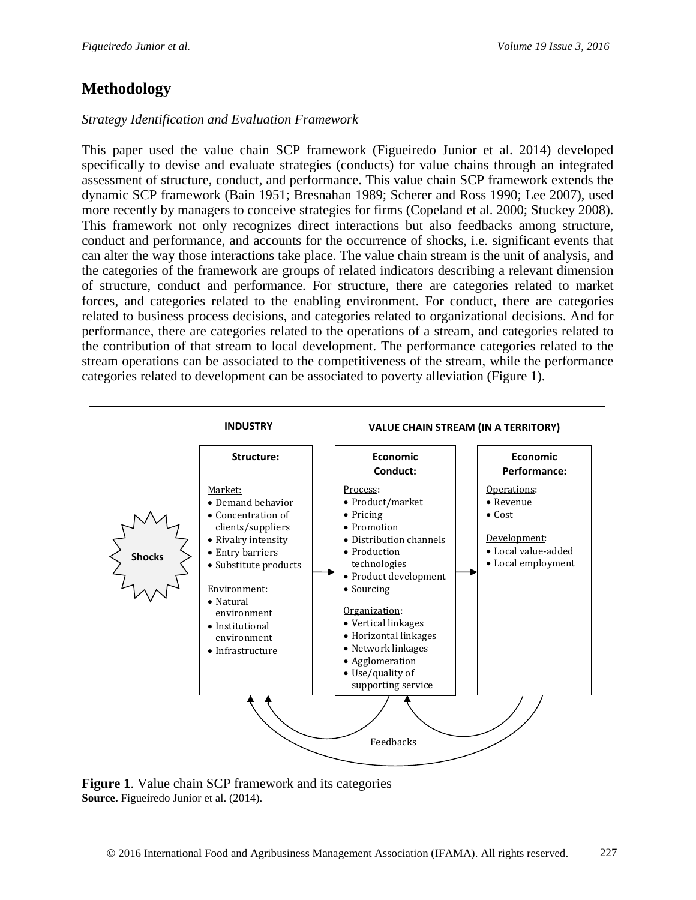## Methodology

*Strategy Identification and Evaluation Framework*

This paper used the value chain SCP framework (Figueiredo Junior et al. 2014) developed specifically to devise and evaluate strategies (conducts) for value chains through an integrated assessment of structure, conduct, and performance. This value chain SCP framework extends the dynamic SCP framework (Bain 1951; Bresnahan 1989; Scherer and Ross 1990; Lee 2007), used more recently by managers to conceive strategies for firms (Copeland et al. 2000; Stuckey 2008). This framework not only recognizes direct interactions but also feedbacks among structure, conduct and performance, and accounts for the occurrence of shocks, i.e. significant events that can alter the way those interactions take place. The value chain stream is the unit of analysis, and the categories of the framework are groups of related indicators describing a relevant dimension of structure, conduct and performance. For structure, there are categories related to market forces, and categories related to the enabling environment. For conduct, there are categories related to business process decisions, and categories related to organizational decisions. And for performance, there are categories related to the operations of a stream, and categories related to the contribution of that stream to local development. The performance categories related to the stream operations can be associated to the competitiveness of the stream, while the performance categories related to development can be associated to poverty alleviation (Figure 1).

| INDUSTRY | VALUE CHAIN STREAM (IN A TERRITORY) | |
|---|---|---|
| **Structure:** | **Economic Conduct:** | **Economic Performance:** |
| Market: • Demand behavior • Concentration of clients/suppliers • Rivalry intensity • Entry barriers • Substitute products | Process: • Product/market • Pricing • Promotion • Distribution channels • Production technologies • Product development • Sourcing | Operations: • Revenue • Cost |
| Environment: • Natural environment • Institutional environment • Infrastructure | Organization: • Vertical linkages • Horizontal linkages • Network linkages • Agglomeration • Use/quality of supporting service | Development: • Local value-added • Local employment |

Shocks → Structure → Economic Conduct → Economic Performance; Feedbacks

**Figure 1**. Value chain SCP framework and its categories
**Source.** Figueiredo Junior et al. (2014).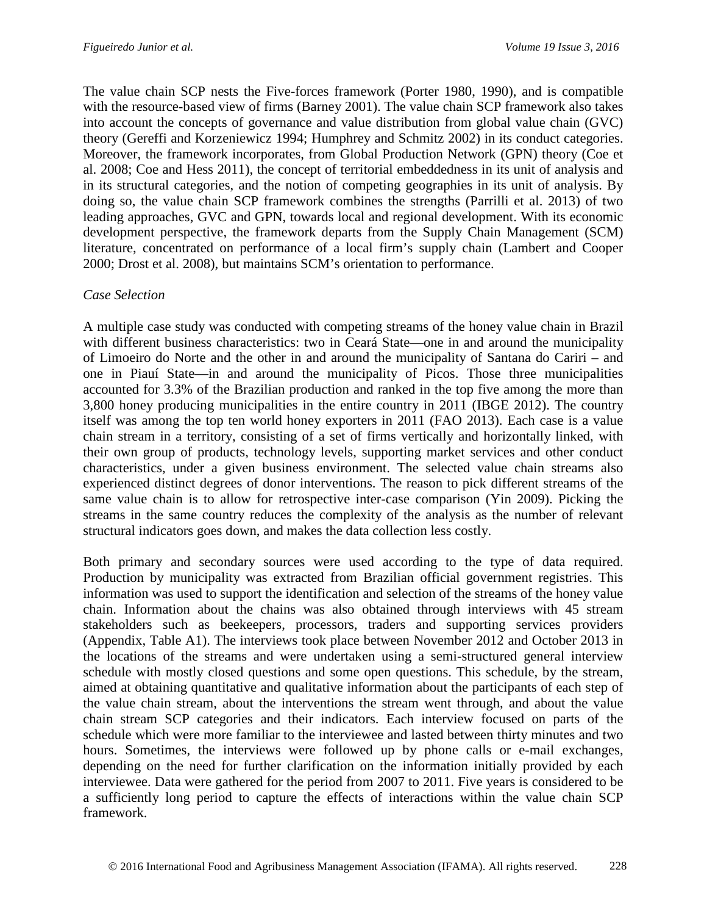The value chain SCP nests the Five-forces framework (Porter 1980, 1990), and is compatible with the resource-based view of firms (Barney 2001). The value chain SCP framework also takes into account the concepts of governance and value distribution from global value chain (GVC) theory (Gereffi and Korzeniewicz 1994; Humphrey and Schmitz 2002) in its conduct categories. Moreover, the framework incorporates, from Global Production Network (GPN) theory (Coe et al. 2008; Coe and Hess 2011), the concept of territorial embeddedness in its unit of analysis and in its structural categories, and the notion of competing geographies in its unit of analysis. By doing so, the value chain SCP framework combines the strengths (Parrilli et al. 2013) of two leading approaches, GVC and GPN, towards local and regional development. With its economic development perspective, the framework departs from the Supply Chain Management (SCM) literature, concentrated on performance of a local firm's supply chain (Lambert and Cooper 2000; Drost et al. 2008), but maintains SCM's orientation to performance.

*Case Selection*

A multiple case study was conducted with competing streams of the honey value chain in Brazil with different business characteristics: two in Ceará State—one in and around the municipality of Limoeiro do Norte and the other in and around the municipality of Santana do Cariri – and one in Piauí State—in and around the municipality of Picos. Those three municipalities accounted for 3.3% of the Brazilian production and ranked in the top five among the more than 3,800 honey producing municipalities in the entire country in 2011 (IBGE 2012). The country itself was among the top ten world honey exporters in 2011 (FAO 2013). Each case is a value chain stream in a territory, consisting of a set of firms vertically and horizontally linked, with their own group of products, technology levels, supporting market services and other conduct characteristics, under a given business environment. The selected value chain streams also experienced distinct degrees of donor interventions. The reason to pick different streams of the same value chain is to allow for retrospective inter-case comparison (Yin 2009). Picking the streams in the same country reduces the complexity of the analysis as the number of relevant structural indicators goes down, and makes the data collection less costly.

Both primary and secondary sources were used according to the type of data required. Production by municipality was extracted from Brazilian official government registries. This information was used to support the identification and selection of the streams of the honey value chain. Information about the chains was also obtained through interviews with 45 stream stakeholders such as beekeepers, processors, traders and supporting services providers (Appendix, Table A1). The interviews took place between November 2012 and October 2013 in the locations of the streams and were undertaken using a semi-structured general interview schedule with mostly closed questions and some open questions. This schedule, by the stream, aimed at obtaining quantitative and qualitative information about the participants of each step of the value chain stream, about the interventions the stream went through, and about the value chain stream SCP categories and their indicators. Each interview focused on parts of the schedule which were more familiar to the interviewee and lasted between thirty minutes and two hours. Sometimes, the interviews were followed up by phone calls or e-mail exchanges, depending on the need for further clarification on the information initially provided by each interviewee. Data were gathered for the period from 2007 to 2011. Five years is considered to be a sufficiently long period to capture the effects of interactions within the value chain SCP framework.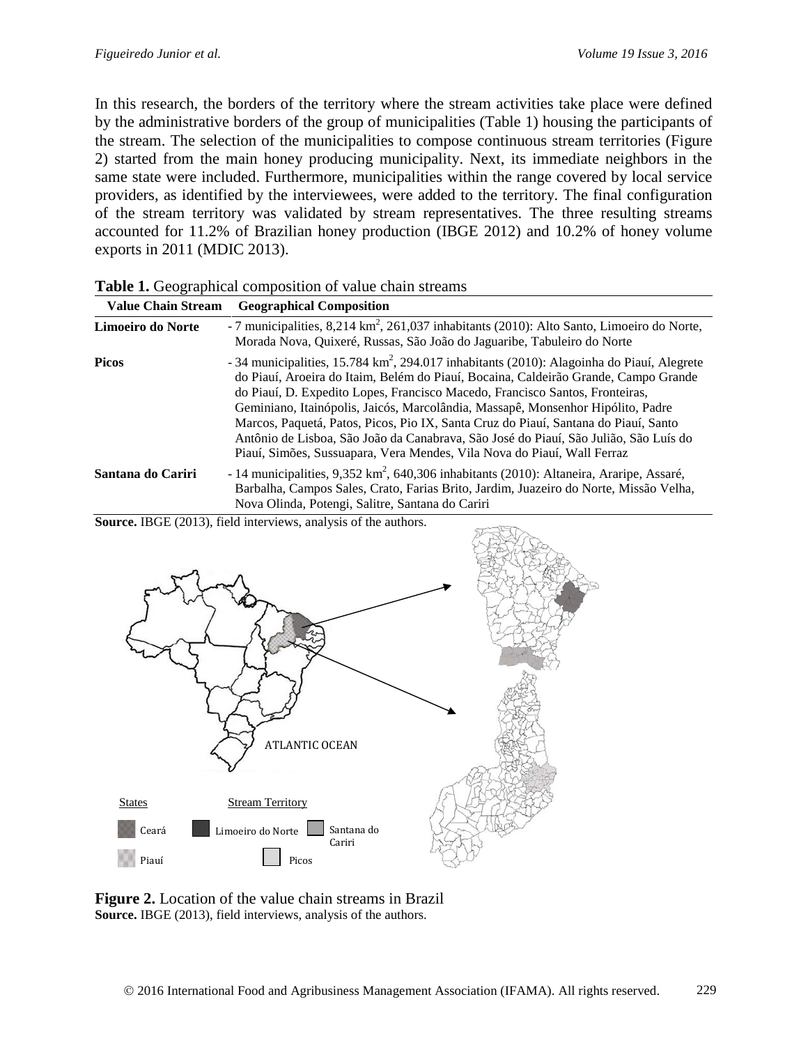In this research, the borders of the territory where the stream activities take place were defined by the administrative borders of the group of municipalities (Table 1) housing the participants of the stream. The selection of the municipalities to compose continuous stream territories (Figure 2) started from the main honey producing municipality. Next, its immediate neighbors in the same state were included. Furthermore, municipalities within the range covered by local service providers, as identified by the interviewees, were added to the territory. The final configuration of the stream territory was validated by stream representatives. The three resulting streams accounted for 11.2% of Brazilian honey production (IBGE 2012) and 10.2% of honey volume exports in 2011 (MDIC 2013).

**Table 1.** Geographical composition of value chain streams

| Value Chain Stream | Geographical Composition |
|---|---|
| **Limoeiro do Norte** | - 7 municipalities, 8,214 km$^2$, 261,037 inhabitants (2010): Alto Santo, Limoeiro do Norte, Morada Nova, Quixeré, Russas, São João do Jaguaribe, Tabuleiro do Norte |
| **Picos** | - 34 municipalities, 15.784 km$^2$, 294.017 inhabitants (2010): Alagoinha do Piauí, Alegrete do Piauí, Aroeira do Itaim, Belém do Piauí, Bocaina, Caldeirão Grande, Campo Grande do Piauí, D. Expedito Lopes, Francisco Macedo, Francisco Santos, Fronteiras, Geminiano, Itainópolis, Jaicós, Marcolândia, Massapê, Monsenhor Hipólito, Padre Marcos, Paquetá, Patos, Picos, Pio IX, Santa Cruz do Piauí, Santana do Piauí, Santo Antônio de Lisboa, São João da Canabrava, São José do Piauí, São Julião, São Luís do Piauí, Simões, Sussuapara, Vera Mendes, Vila Nova do Piauí, Wall Ferraz |
| **Santana do Cariri** | - 14 municipalities, 9,352 km$^2$, 640,306 inhabitants (2010): Altaneira, Araripe, Assaré, Barbalha, Campos Sales, Crato, Farias Brito, Jardim, Juazeiro do Norte, Missão Velha, Nova Olinda, Potengi, Salitre, Santana do Cariri |

**Source.** IBGE (2013), field interviews, analysis of the authors.

**Figure 2.** Location of the value chain streams in Brazil
**Source.** IBGE (2013), field interviews, analysis of the authors.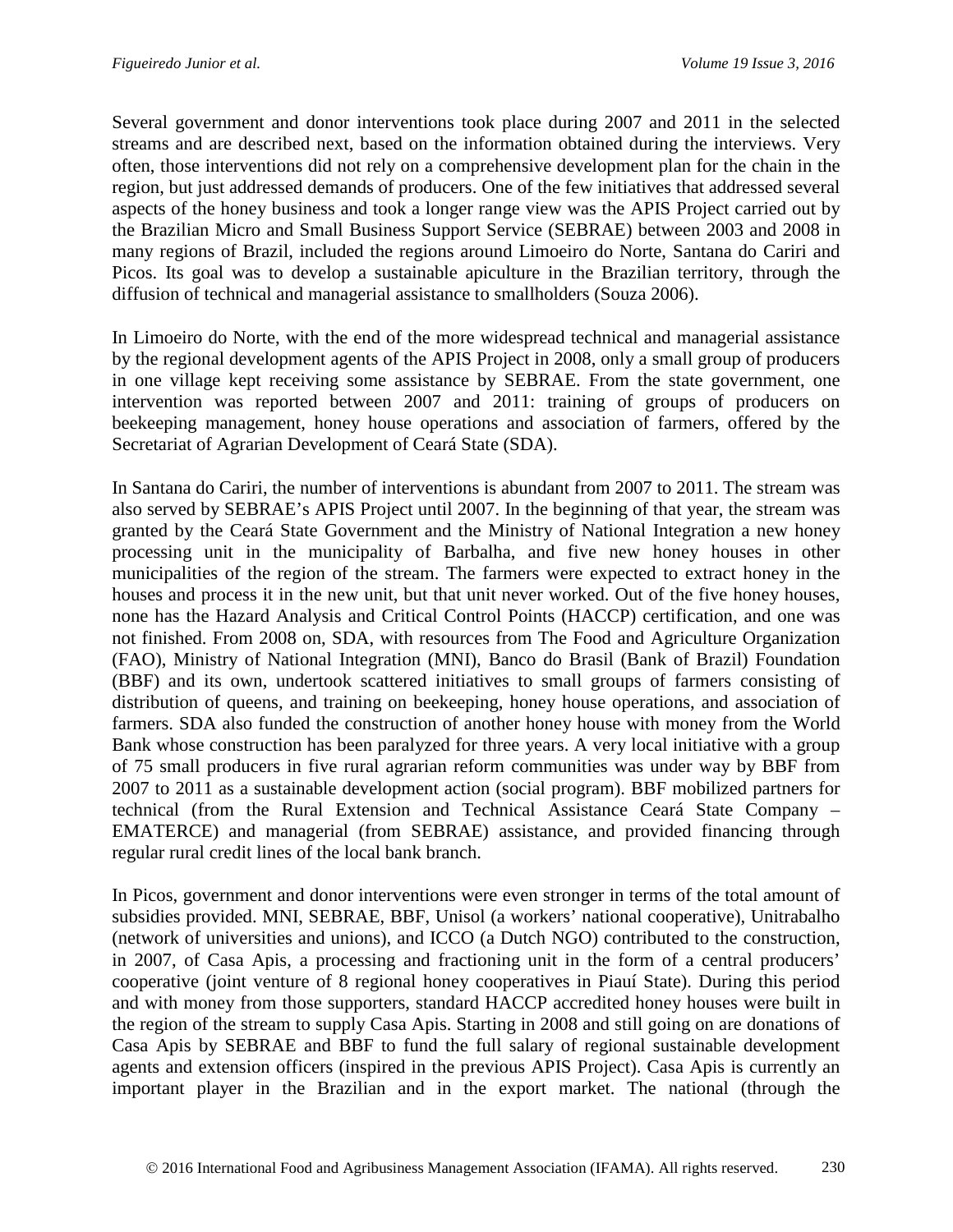Several government and donor interventions took place during 2007 and 2011 in the selected streams and are described next, based on the information obtained during the interviews. Very often, those interventions did not rely on a comprehensive development plan for the chain in the region, but just addressed demands of producers. One of the few initiatives that addressed several aspects of the honey business and took a longer range view was the APIS Project carried out by the Brazilian Micro and Small Business Support Service (SEBRAE) between 2003 and 2008 in many regions of Brazil, included the regions around Limoeiro do Norte, Santana do Cariri and Picos. Its goal was to develop a sustainable apiculture in the Brazilian territory, through the diffusion of technical and managerial assistance to smallholders (Souza 2006).

In Limoeiro do Norte, with the end of the more widespread technical and managerial assistance by the regional development agents of the APIS Project in 2008, only a small group of producers in one village kept receiving some assistance by SEBRAE. From the state government, one intervention was reported between 2007 and 2011: training of groups of producers on beekeeping management, honey house operations and association of farmers, offered by the Secretariat of Agrarian Development of Ceará State (SDA).

In Santana do Cariri, the number of interventions is abundant from 2007 to 2011. The stream was also served by SEBRAE's APIS Project until 2007. In the beginning of that year, the stream was granted by the Ceará State Government and the Ministry of National Integration a new honey processing unit in the municipality of Barbalha, and five new honey houses in other municipalities of the region of the stream. The farmers were expected to extract honey in the houses and process it in the new unit, but that unit never worked. Out of the five honey houses, none has the Hazard Analysis and Critical Control Points (HACCP) certification, and one was not finished. From 2008 on, SDA, with resources from The Food and Agriculture Organization (FAO), Ministry of National Integration (MNI), Banco do Brasil (Bank of Brazil) Foundation (BBF) and its own, undertook scattered initiatives to small groups of farmers consisting of distribution of queens, and training on beekeeping, honey house operations, and association of farmers. SDA also funded the construction of another honey house with money from the World Bank whose construction has been paralyzed for three years. A very local initiative with a group of 75 small producers in five rural agrarian reform communities was under way by BBF from 2007 to 2011 as a sustainable development action (social program). BBF mobilized partners for technical (from the Rural Extension and Technical Assistance Ceará State Company – EMATERCE) and managerial (from SEBRAE) assistance, and provided financing through regular rural credit lines of the local bank branch.

In Picos, government and donor interventions were even stronger in terms of the total amount of subsidies provided. MNI, SEBRAE, BBF, Unisol (a workers' national cooperative), Unitrabalho (network of universities and unions), and ICCO (a Dutch NGO) contributed to the construction, in 2007, of Casa Apis, a processing and fractioning unit in the form of a central producers' cooperative (joint venture of 8 regional honey cooperatives in Piauí State). During this period and with money from those supporters, standard HACCP accredited honey houses were built in the region of the stream to supply Casa Apis. Starting in 2008 and still going on are donations of Casa Apis by SEBRAE and BBF to fund the full salary of regional sustainable development agents and extension officers (inspired in the previous APIS Project). Casa Apis is currently an important player in the Brazilian and in the export market. The national (through the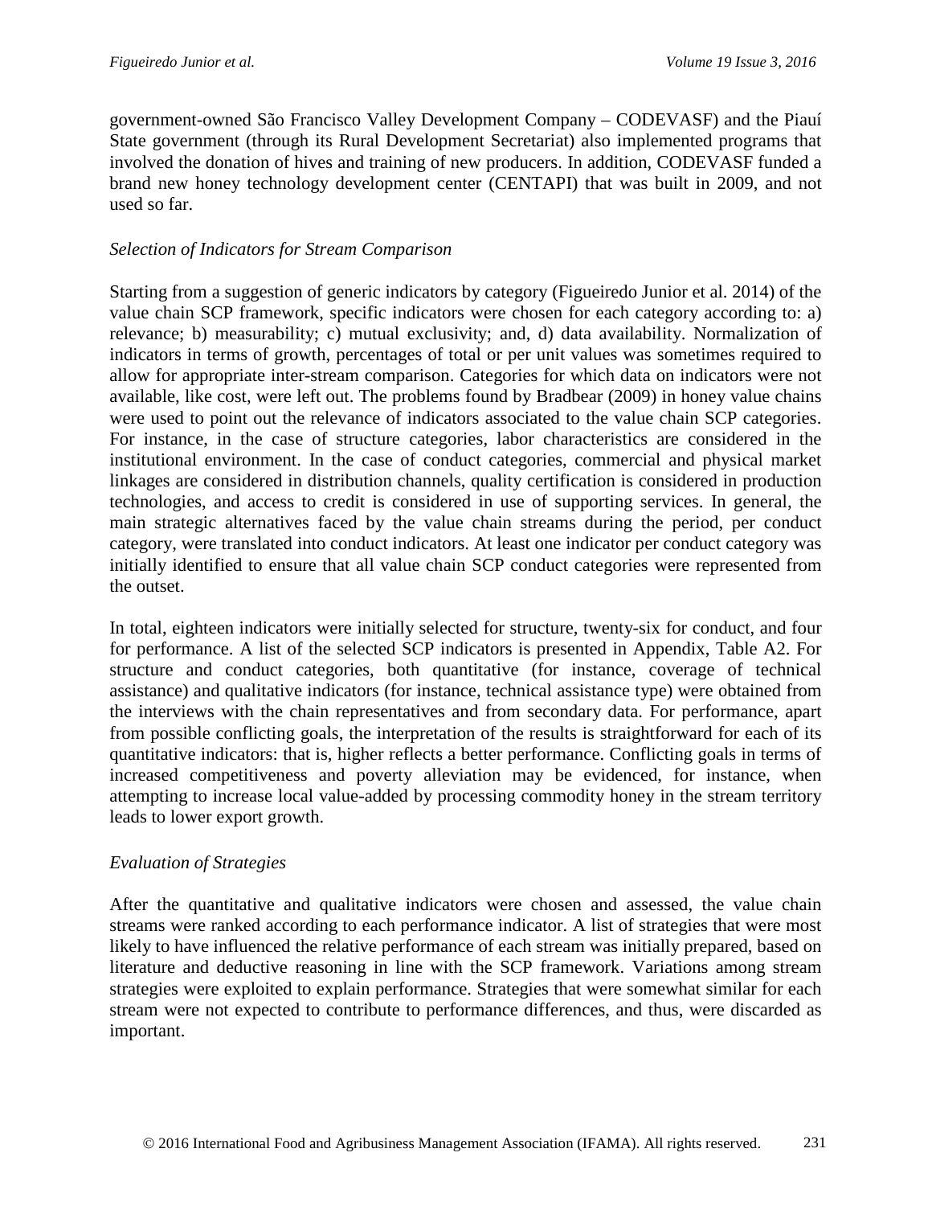government-owned São Francisco Valley Development Company – CODEVASF) and the Piauí State government (through its Rural Development Secretariat) also implemented programs that involved the donation of hives and training of new producers. In addition, CODEVASF funded a brand new honey technology development center (CENTAPI) that was built in 2009, and not used so far.

### *Selection of Indicators for Stream Comparison*

Starting from a suggestion of generic indicators by category (Figueiredo Junior et al. 2014) of the value chain SCP framework, specific indicators were chosen for each category according to: a) relevance; b) measurability; c) mutual exclusivity; and, d) data availability. Normalization of indicators in terms of growth, percentages of total or per unit values was sometimes required to allow for appropriate inter-stream comparison. Categories for which data on indicators were not available, like cost, were left out. The problems found by Bradbear (2009) in honey value chains were used to point out the relevance of indicators associated to the value chain SCP categories. For instance, in the case of structure categories, labor characteristics are considered in the institutional environment. In the case of conduct categories, commercial and physical market linkages are considered in distribution channels, quality certification is considered in production technologies, and access to credit is considered in use of supporting services. In general, the main strategic alternatives faced by the value chain streams during the period, per conduct category, were translated into conduct indicators. At least one indicator per conduct category was initially identified to ensure that all value chain SCP conduct categories were represented from the outset.

In total, eighteen indicators were initially selected for structure, twenty-six for conduct, and four for performance. A list of the selected SCP indicators is presented in Appendix, Table A2. For structure and conduct categories, both quantitative (for instance, coverage of technical assistance) and qualitative indicators (for instance, technical assistance type) were obtained from the interviews with the chain representatives and from secondary data. For performance, apart from possible conflicting goals, the interpretation of the results is straightforward for each of its quantitative indicators: that is, higher reflects a better performance. Conflicting goals in terms of increased competitiveness and poverty alleviation may be evidenced, for instance, when attempting to increase local value-added by processing commodity honey in the stream territory leads to lower export growth.

### *Evaluation of Strategies*

After the quantitative and qualitative indicators were chosen and assessed, the value chain streams were ranked according to each performance indicator. A list of strategies that were most likely to have influenced the relative performance of each stream was initially prepared, based on literature and deductive reasoning in line with the SCP framework. Variations among stream strategies were exploited to explain performance. Strategies that were somewhat similar for each stream were not expected to contribute to performance differences, and thus, were discarded as important.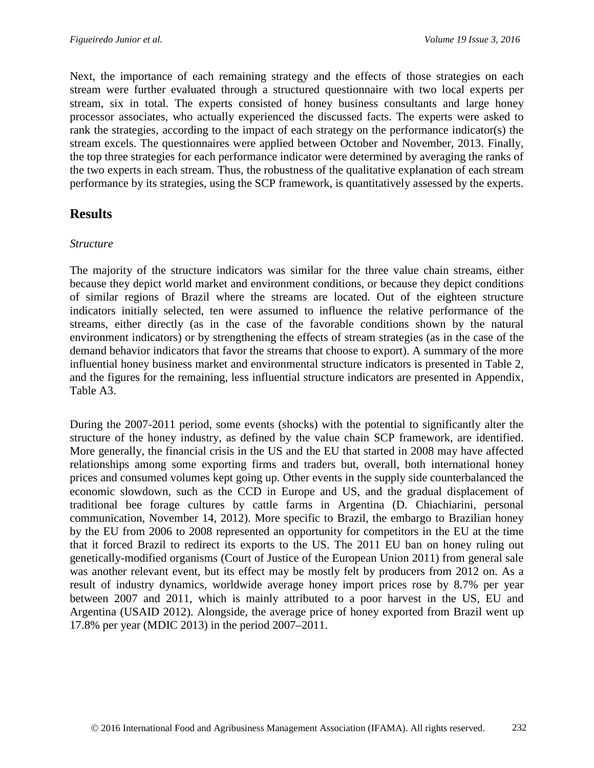Next, the importance of each remaining strategy and the effects of those strategies on each stream were further evaluated through a structured questionnaire with two local experts per stream, six in total. The experts consisted of honey business consultants and large honey processor associates, who actually experienced the discussed facts. The experts were asked to rank the strategies, according to the impact of each strategy on the performance indicator(s) the stream excels. The questionnaires were applied between October and November, 2013. Finally, the top three strategies for each performance indicator were determined by averaging the ranks of the two experts in each stream. Thus, the robustness of the qualitative explanation of each stream performance by its strategies, using the SCP framework, is quantitatively assessed by the experts.

## Results

*Structure*

The majority of the structure indicators was similar for the three value chain streams, either because they depict world market and environment conditions, or because they depict conditions of similar regions of Brazil where the streams are located. Out of the eighteen structure indicators initially selected, ten were assumed to influence the relative performance of the streams, either directly (as in the case of the favorable conditions shown by the natural environment indicators) or by strengthening the effects of stream strategies (as in the case of the demand behavior indicators that favor the streams that choose to export). A summary of the more influential honey business market and environmental structure indicators is presented in Table 2, and the figures for the remaining, less influential structure indicators are presented in Appendix, Table A3.

During the 2007-2011 period, some events (shocks) with the potential to significantly alter the structure of the honey industry, as defined by the value chain SCP framework, are identified. More generally, the financial crisis in the US and the EU that started in 2008 may have affected relationships among some exporting firms and traders but, overall, both international honey prices and consumed volumes kept going up. Other events in the supply side counterbalanced the economic slowdown, such as the CCD in Europe and US, and the gradual displacement of traditional bee forage cultures by cattle farms in Argentina (D. Chiachiarini, personal communication, November 14, 2012). More specific to Brazil, the embargo to Brazilian honey by the EU from 2006 to 2008 represented an opportunity for competitors in the EU at the time that it forced Brazil to redirect its exports to the US. The 2011 EU ban on honey ruling out genetically-modified organisms (Court of Justice of the European Union 2011) from general sale was another relevant event, but its effect may be mostly felt by producers from 2012 on. As a result of industry dynamics, worldwide average honey import prices rose by 8.7% per year between 2007 and 2011, which is mainly attributed to a poor harvest in the US, EU and Argentina (USAID 2012). Alongside, the average price of honey exported from Brazil went up 17.8% per year (MDIC 2013) in the period 2007–2011.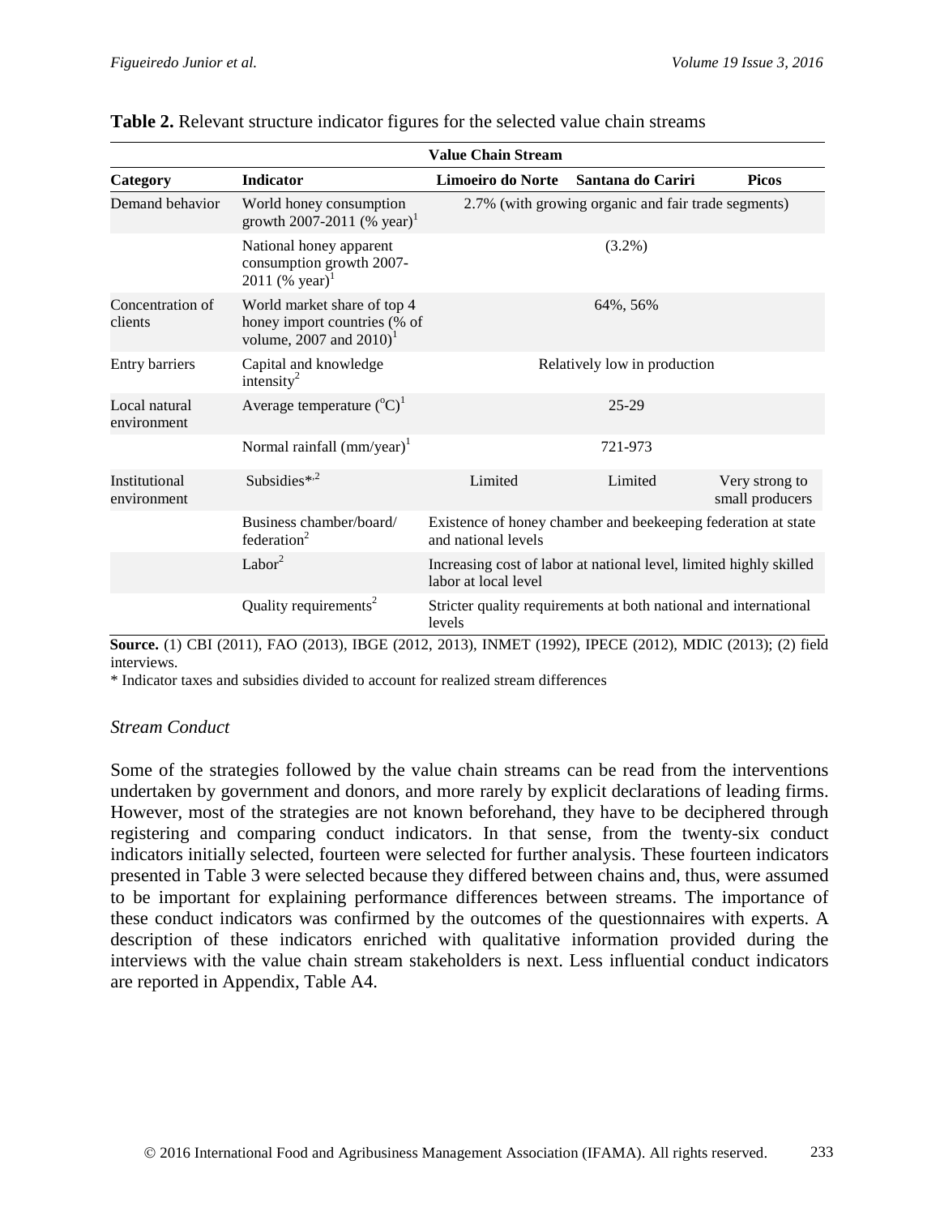**Table 2.** Relevant structure indicator figures for the selected value chain streams

| | | Value Chain Stream | | |
|---|---|---|---|---|
| **Category** | **Indicator** | **Limoeiro do Norte** | **Santana do Cariri** | **Picos** |
| Demand behavior | World honey consumption growth 2007-2011 (% year)[1] | 2.7% (with growing organic and fair trade segments) | | |
| | National honey apparent consumption growth 2007-2011 (% year)[1] | (3.2%) | | |
| Concentration of clients | World market share of top 4 honey import countries (% of volume, 2007 and 2010)[1] | 64%, 56% | | |
| Entry barriers | Capital and knowledge intensity[2] | Relatively low in production | | |
| Local natural environment | Average temperature ($^{o}$C)[1] | 25-29 | | |
| | Normal rainfall (mm/year)[1] | 721-973 | | |
| Institutional environment | Subsidies*[,2] | Limited | Limited | Very strong to small producers |
| | Business chamber/board/ federation[2] | Existence of honey chamber and beekeeping federation at state and national levels | | |
| | Labor[2] | Increasing cost of labor at national level, limited highly skilled labor at local level | | |
| | Quality requirements[2] | Stricter quality requirements at both national and international levels | | |

**Source.** (1) CBI (2011), FAO (2013), IBGE (2012, 2013), INMET (1992), IPECE (2012), MDIC (2013); (2) field interviews.

* Indicator taxes and subsidies divided to account for realized stream differences

### *Stream Conduct*

Some of the strategies followed by the value chain streams can be read from the interventions undertaken by government and donors, and more rarely by explicit declarations of leading firms. However, most of the strategies are not known beforehand, they have to be deciphered through registering and comparing conduct indicators. In that sense, from the twenty-six conduct indicators initially selected, fourteen were selected for further analysis. These fourteen indicators presented in Table 3 were selected because they differed between chains and, thus, were assumed to be important for explaining performance differences between streams. The importance of these conduct indicators was confirmed by the outcomes of the questionnaires with experts. A description of these indicators enriched with qualitative information provided during the interviews with the value chain stream stakeholders is next. Less influential conduct indicators are reported in Appendix, Table A4.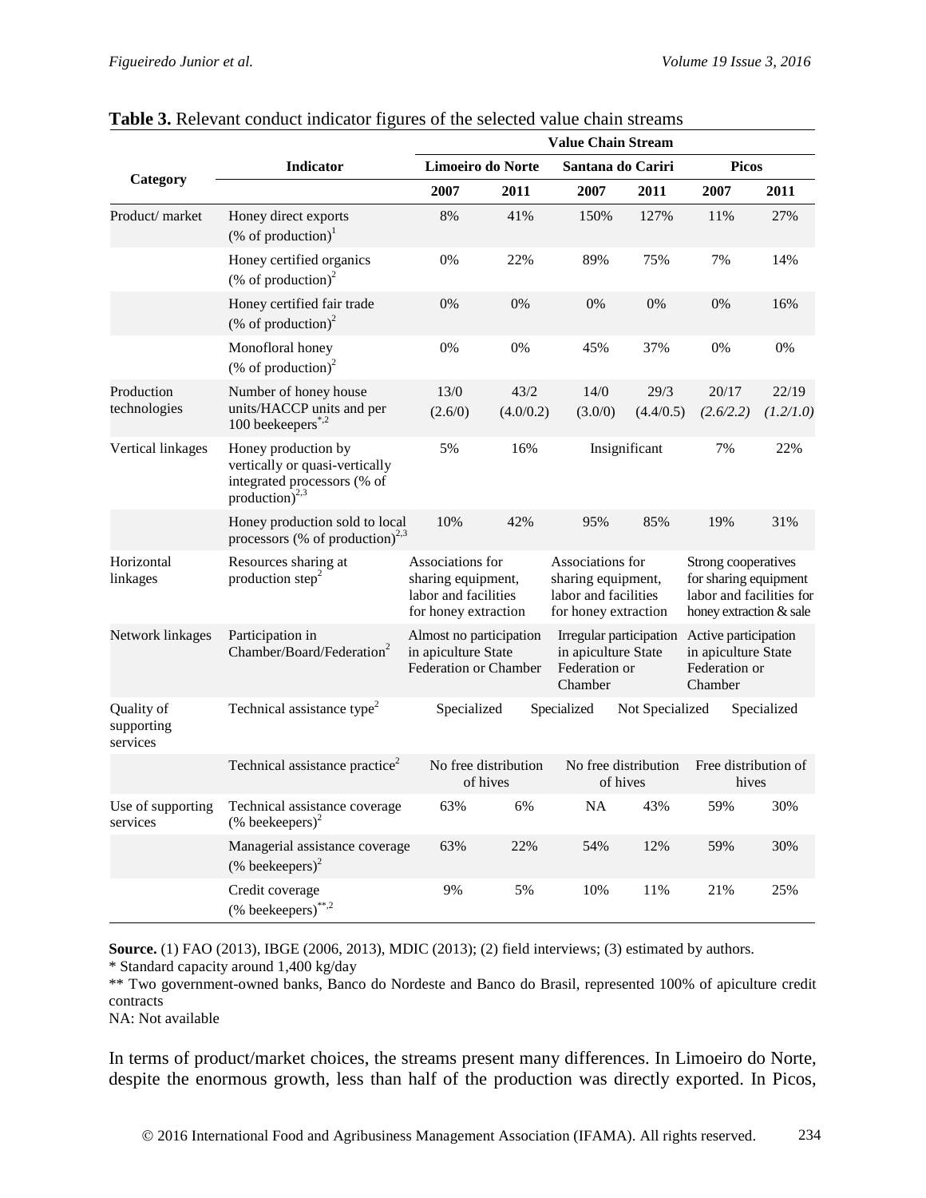**Table 3.** Relevant conduct indicator figures of the selected value chain streams

| Category | Indicator | Value Chain Stream | | | | | |
|---|---|---|---|---|---|---|---|
| | | Limoeiro do Norte | | Santana do Cariri | | Picos | |
| | | 2007 | 2011 | 2007 | 2011 | 2007 | 2011 |
| Product/ market | Honey direct exports (% of production)[1] | 8% | 41% | 150% | 127% | 11% | 27% |
| | Honey certified organics (% of production)[2] | 0% | 22% | 89% | 75% | 7% | 14% |
| | Honey certified fair trade (% of production)[2] | 0% | 0% | 0% | 0% | 0% | 16% |
| | Monofloral honey (% of production)[2] | 0% | 0% | 45% | 37% | 0% | 0% |
| Production technologies | Number of honey house units/HACCP units and per 100 beekeepers[*,2] | 13/0 (2.6/0) | 43/2 (4.0/0.2) | 14/0 (3.0/0) | 29/3 (4.4/0.5) | *20/17 (2.6/2.2)* | *22/19 (1.2/1.0)* |
| Vertical linkages | Honey production by vertically or quasi-vertically integrated processors (% of production)[2,3] | 5% | 16% | Insignificant | | 7% | 22% |
| | Honey production sold to local processors (% of production)[2,3] | 10% | 42% | 95% | 85% | 19% | 31% |
| Horizontal linkages | Resources sharing at production step[2] | Associations for sharing equipment, labor and facilities for honey extraction | | Associations for sharing equipment, labor and facilities for honey extraction | | Strong cooperatives for sharing equipment labor and facilities for honey extraction & sale | |
| Network linkages | Participation in Chamber/Board/Federation[2] | Almost no participation in apiculture State Federation or Chamber | | Irregular participation in apiculture State Federation or Chamber | | Active participation in apiculture State Federation or Chamber | |
| Quality of supporting services | Technical assistance type[2] | Specialized | | Specialized | Not Specialized | Specialized | |
| | Technical assistance practice[2] | No free distribution of hives | | No free distribution of hives | | Free distribution of hives | |
| Use of supporting services | Technical assistance coverage (% beekeepers)[2] | 63% | 6% | NA | 43% | 59% | 30% |
| | Managerial assistance coverage (% beekeepers)[2] | 63% | 22% | 54% | 12% | 59% | 30% |
| | Credit coverage (% beekeepers)[**,2] | 9% | 5% | 10% | 11% | 21% | 25% |

**Source.** (1) FAO (2013), IBGE (2006, 2013), MDIC (2013); (2) field interviews; (3) estimated by authors.
\* Standard capacity around 1,400 kg/day
\*\* Two government-owned banks, Banco do Nordeste and Banco do Brasil, represented 100% of apiculture credit contracts
NA: Not available

In terms of product/market choices, the streams present many differences. In Limoeiro do Norte, despite the enormous growth, less than half of the production was directly exported. In Picos,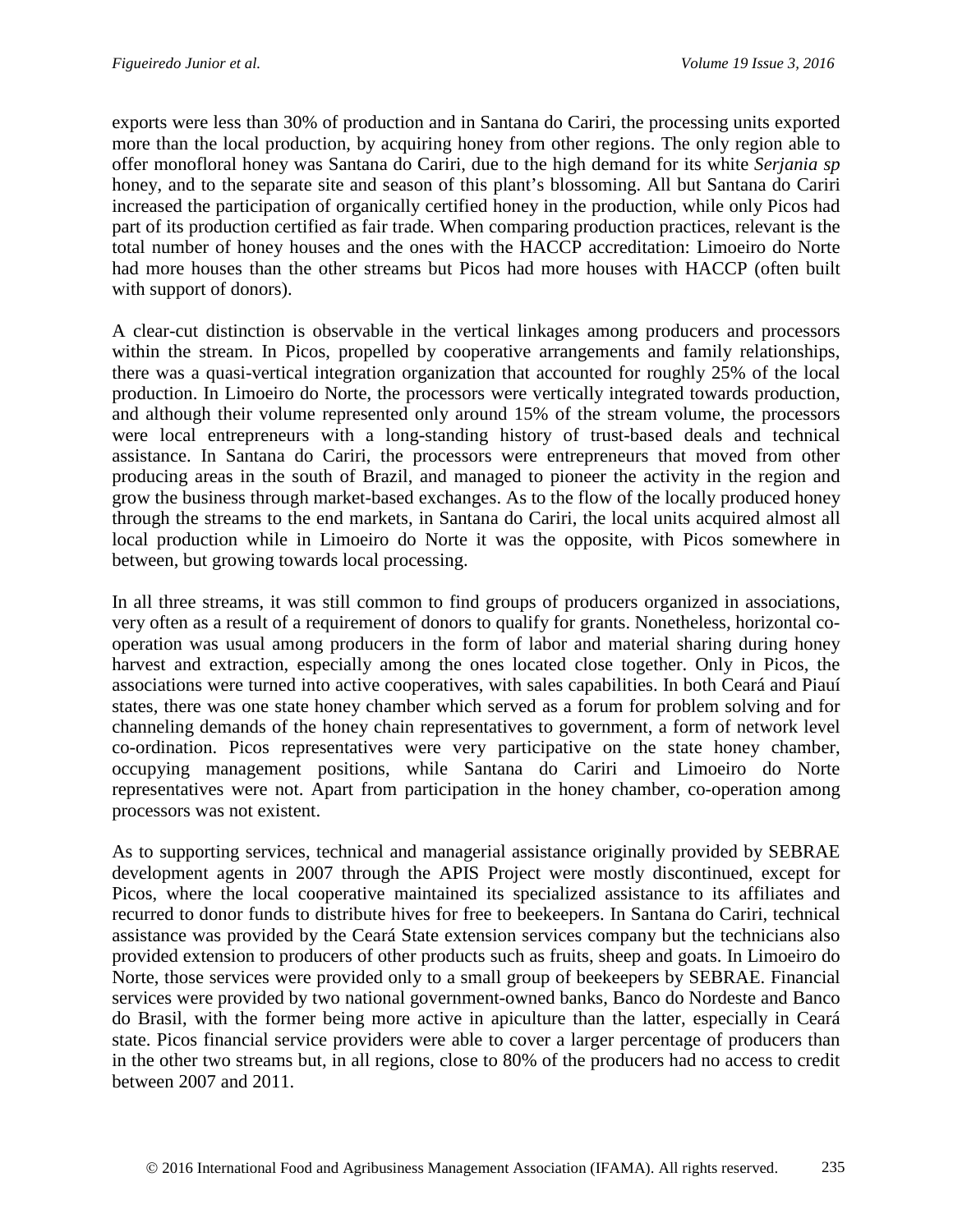exports were less than 30% of production and in Santana do Cariri, the processing units exported more than the local production, by acquiring honey from other regions. The only region able to offer monofloral honey was Santana do Cariri, due to the high demand for its white *Serjania sp* honey, and to the separate site and season of this plant's blossoming. All but Santana do Cariri increased the participation of organically certified honey in the production, while only Picos had part of its production certified as fair trade. When comparing production practices, relevant is the total number of honey houses and the ones with the HACCP accreditation: Limoeiro do Norte had more houses than the other streams but Picos had more houses with HACCP (often built with support of donors).

A clear-cut distinction is observable in the vertical linkages among producers and processors within the stream. In Picos, propelled by cooperative arrangements and family relationships, there was a quasi-vertical integration organization that accounted for roughly 25% of the local production. In Limoeiro do Norte, the processors were vertically integrated towards production, and although their volume represented only around 15% of the stream volume, the processors were local entrepreneurs with a long-standing history of trust-based deals and technical assistance. In Santana do Cariri, the processors were entrepreneurs that moved from other producing areas in the south of Brazil, and managed to pioneer the activity in the region and grow the business through market-based exchanges. As to the flow of the locally produced honey through the streams to the end markets, in Santana do Cariri, the local units acquired almost all local production while in Limoeiro do Norte it was the opposite, with Picos somewhere in between, but growing towards local processing.

In all three streams, it was still common to find groups of producers organized in associations, very often as a result of a requirement of donors to qualify for grants. Nonetheless, horizontal co-operation was usual among producers in the form of labor and material sharing during honey harvest and extraction, especially among the ones located close together. Only in Picos, the associations were turned into active cooperatives, with sales capabilities. In both Ceará and Piauí states, there was one state honey chamber which served as a forum for problem solving and for channeling demands of the honey chain representatives to government, a form of network level co-ordination. Picos representatives were very participative on the state honey chamber, occupying management positions, while Santana do Cariri and Limoeiro do Norte representatives were not. Apart from participation in the honey chamber, co-operation among processors was not existent.

As to supporting services, technical and managerial assistance originally provided by SEBRAE development agents in 2007 through the APIS Project were mostly discontinued, except for Picos, where the local cooperative maintained its specialized assistance to its affiliates and recurred to donor funds to distribute hives for free to beekeepers. In Santana do Cariri, technical assistance was provided by the Ceará State extension services company but the technicians also provided extension to producers of other products such as fruits, sheep and goats. In Limoeiro do Norte, those services were provided only to a small group of beekeepers by SEBRAE. Financial services were provided by two national government-owned banks, Banco do Nordeste and Banco do Brasil, with the former being more active in apiculture than the latter, especially in Ceará state. Picos financial service providers were able to cover a larger percentage of producers than in the other two streams but, in all regions, close to 80% of the producers had no access to credit between 2007 and 2011.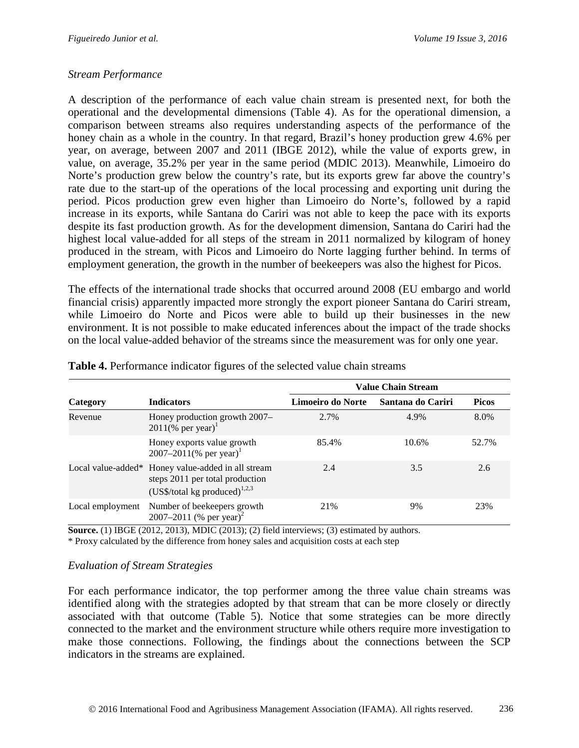### *Stream Performance*

A description of the performance of each value chain stream is presented next, for both the operational and the developmental dimensions (Table 4). As for the operational dimension, a comparison between streams also requires understanding aspects of the performance of the honey chain as a whole in the country. In that regard, Brazil's honey production grew 4.6% per year, on average, between 2007 and 2011 (IBGE 2012), while the value of exports grew, in value, on average, 35.2% per year in the same period (MDIC 2013). Meanwhile, Limoeiro do Norte's production grew below the country's rate, but its exports grew far above the country's rate due to the start-up of the operations of the local processing and exporting unit during the period. Picos production grew even higher than Limoeiro do Norte's, followed by a rapid increase in its exports, while Santana do Cariri was not able to keep the pace with its exports despite its fast production growth. As for the development dimension, Santana do Cariri had the highest local value-added for all steps of the stream in 2011 normalized by kilogram of honey produced in the stream, with Picos and Limoeiro do Norte lagging further behind. In terms of employment generation, the growth in the number of beekeepers was also the highest for Picos.

The effects of the international trade shocks that occurred around 2008 (EU embargo and world financial crisis) apparently impacted more strongly the export pioneer Santana do Cariri stream, while Limoeiro do Norte and Picos were able to build up their businesses in the new environment. It is not possible to make educated inferences about the impact of the trade shocks on the local value-added behavior of the streams since the measurement was for only one year.

**Table 4.** Performance indicator figures of the selected value chain streams

| Category | Indicators | Value Chain Stream | | |
|---|---|---|---|---|
| | | Limoeiro do Norte | Santana do Cariri | Picos |
| Revenue | Honey production growth 2007–2011(% per year)[1] | 2.7% | 4.9% | 8.0% |
| | Honey exports value growth 2007–2011(% per year)[1] | 85.4% | 10.6% | 52.7% |
| Local value-added* | Honey value-added in all stream steps 2011 per total production (US$/total kg produced)[1,2,3] | 2.4 | 3.5 | 2.6 |
| Local employment | Number of beekeepers growth 2007–2011 (% per year)[2] | 21% | 9% | 23% |

**Source.** (1) IBGE (2012, 2013), MDIC (2013); (2) field interviews; (3) estimated by authors.
* Proxy calculated by the difference from honey sales and acquisition costs at each step

### *Evaluation of Stream Strategies*

For each performance indicator, the top performer among the three value chain streams was identified along with the strategies adopted by that stream that can be more closely or directly associated with that outcome (Table 5). Notice that some strategies can be more directly connected to the market and the environment structure while others require more investigation to make those connections. Following, the findings about the connections between the SCP indicators in the streams are explained.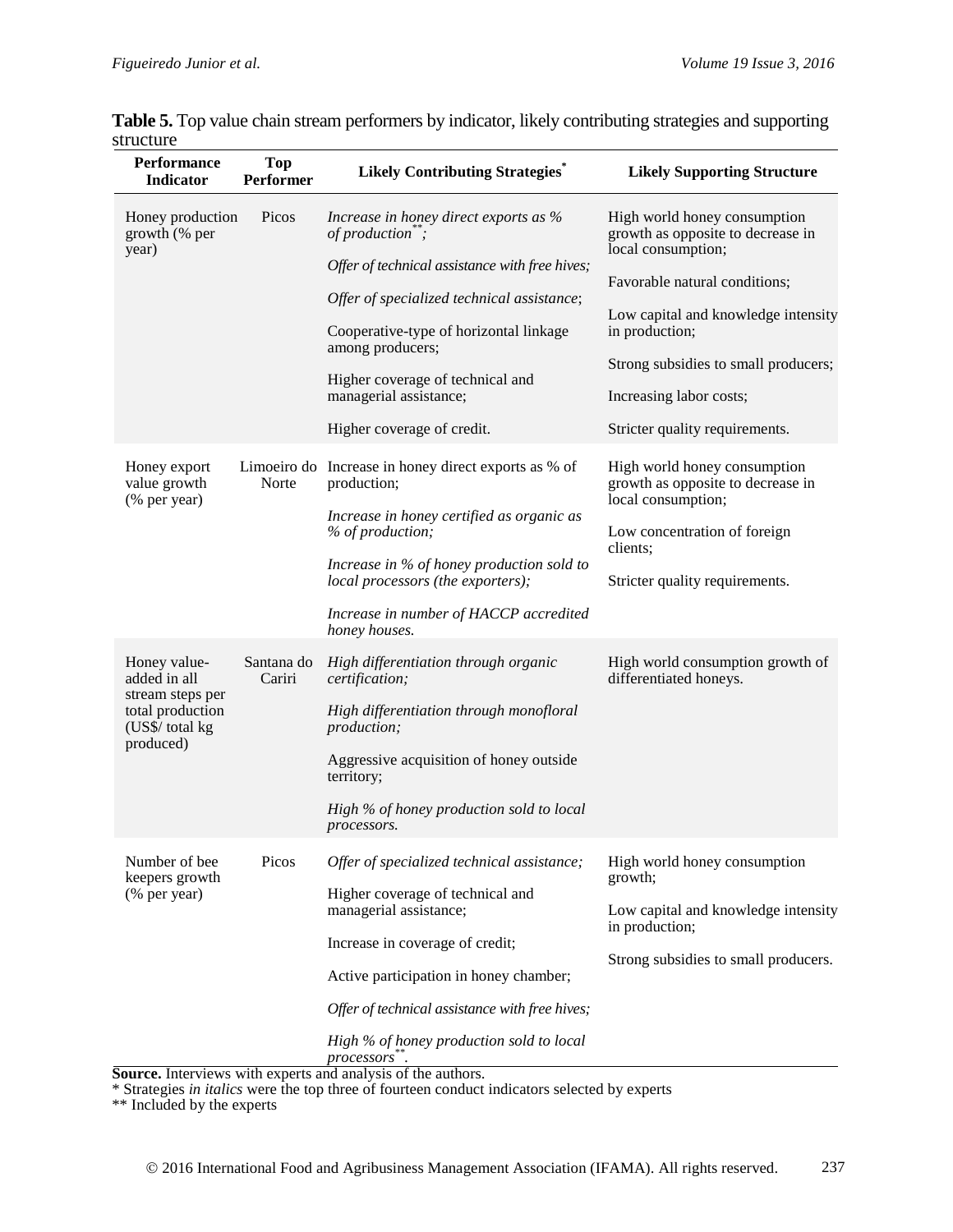**Table 5.** Top value chain stream performers by indicator, likely contributing strategies and supporting structure

| Performance Indicator | Top Performer | Likely Contributing Strategies* | Likely Supporting Structure |
|---|---|---|---|
| Honey production growth (% per year) | Picos | *Increase in honey direct exports as % of production\*\*;*<br>*Offer of technical assistance with free hives;*<br>*Offer of specialized technical assistance*;<br>Cooperative-type of horizontal linkage among producers;<br>Higher coverage of technical and managerial assistance;<br>Higher coverage of credit. | High world honey consumption growth as opposite to decrease in local consumption;<br>Favorable natural conditions;<br>Low capital and knowledge intensity in production;<br>Strong subsidies to small producers;<br>Increasing labor costs;<br>Stricter quality requirements. |
| Honey export value growth (% per year) | Limoeiro do Norte | Increase in honey direct exports as % of production;<br>*Increase in honey certified as organic as % of production;*<br>*Increase in % of honey production sold to local processors (the exporters);*<br>*Increase in number of HACCP accredited honey houses.* | High world honey consumption growth as opposite to decrease in local consumption;<br>Low concentration of foreign clients;<br>Stricter quality requirements. |
| Honey value-added in all stream steps per total production (US$/ total kg produced) | Santana do Cariri | *High differentiation through organic certification;*<br>*High differentiation through monofloral production;*<br>Aggressive acquisition of honey outside territory;<br>*High % of honey production sold to local processors.* | High world consumption growth of differentiated honeys. |
| Number of bee keepers growth (% per year) | Picos | *Offer of specialized technical assistance;*<br>Higher coverage of technical and managerial assistance;<br>Increase in coverage of credit;<br>Active participation in honey chamber;<br>*Offer of technical assistance with free hives;*<br>*High % of honey production sold to local processors\*\*.* | High world honey consumption growth;<br>Low capital and knowledge intensity in production;<br>Strong subsidies to small producers. |

**Source.** Interviews with experts and analysis of the authors.

\* Strategies *in italics* were the top three of fourteen conduct indicators selected by experts

\*\* Included by the experts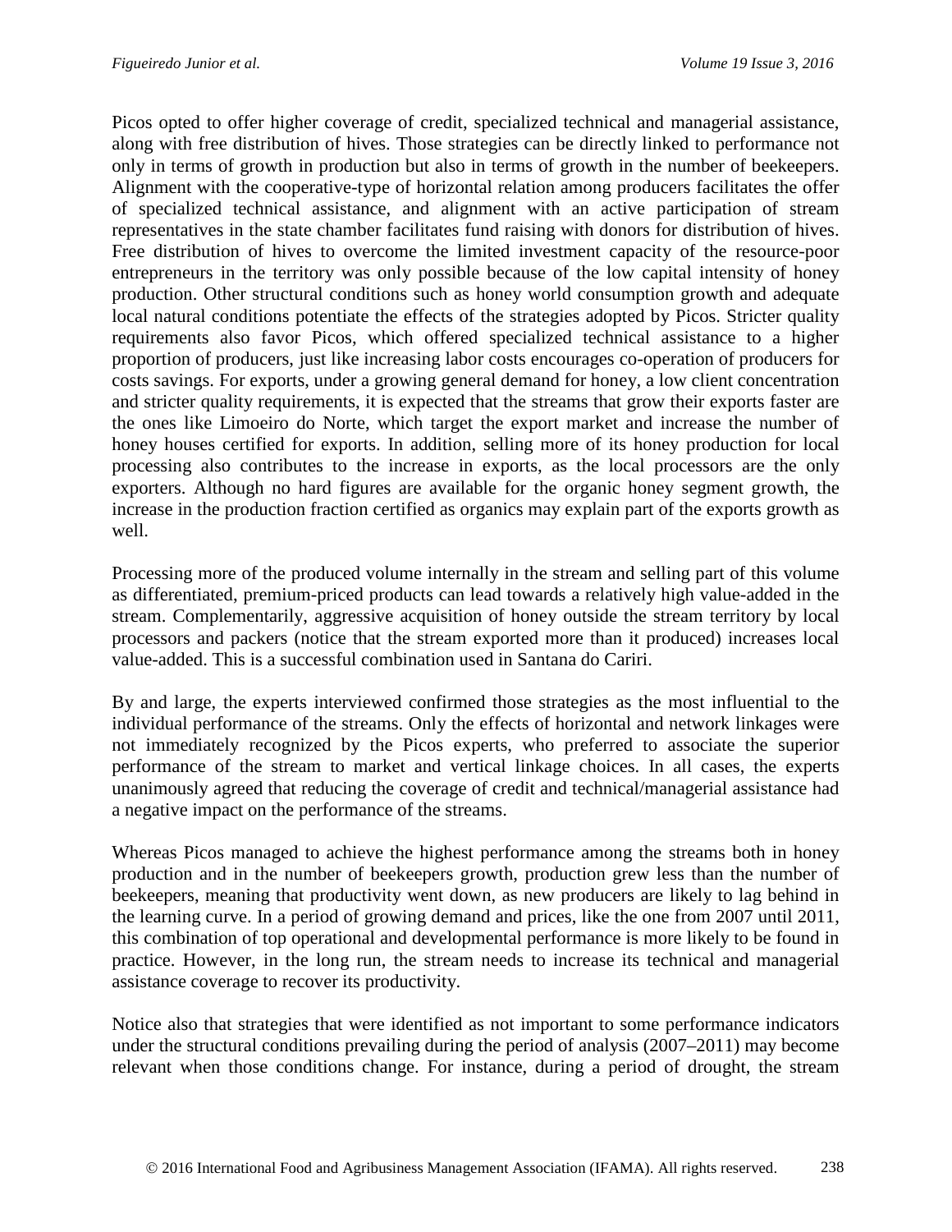Picos opted to offer higher coverage of credit, specialized technical and managerial assistance, along with free distribution of hives. Those strategies can be directly linked to performance not only in terms of growth in production but also in terms of growth in the number of beekeepers. Alignment with the cooperative-type of horizontal relation among producers facilitates the offer of specialized technical assistance, and alignment with an active participation of stream representatives in the state chamber facilitates fund raising with donors for distribution of hives. Free distribution of hives to overcome the limited investment capacity of the resource-poor entrepreneurs in the territory was only possible because of the low capital intensity of honey production. Other structural conditions such as honey world consumption growth and adequate local natural conditions potentiate the effects of the strategies adopted by Picos. Stricter quality requirements also favor Picos, which offered specialized technical assistance to a higher proportion of producers, just like increasing labor costs encourages co-operation of producers for costs savings. For exports, under a growing general demand for honey, a low client concentration and stricter quality requirements, it is expected that the streams that grow their exports faster are the ones like Limoeiro do Norte, which target the export market and increase the number of honey houses certified for exports. In addition, selling more of its honey production for local processing also contributes to the increase in exports, as the local processors are the only exporters. Although no hard figures are available for the organic honey segment growth, the increase in the production fraction certified as organics may explain part of the exports growth as well.

Processing more of the produced volume internally in the stream and selling part of this volume as differentiated, premium-priced products can lead towards a relatively high value-added in the stream. Complementarily, aggressive acquisition of honey outside the stream territory by local processors and packers (notice that the stream exported more than it produced) increases local value-added. This is a successful combination used in Santana do Cariri.

By and large, the experts interviewed confirmed those strategies as the most influential to the individual performance of the streams. Only the effects of horizontal and network linkages were not immediately recognized by the Picos experts, who preferred to associate the superior performance of the stream to market and vertical linkage choices. In all cases, the experts unanimously agreed that reducing the coverage of credit and technical/managerial assistance had a negative impact on the performance of the streams.

Whereas Picos managed to achieve the highest performance among the streams both in honey production and in the number of beekeepers growth, production grew less than the number of beekeepers, meaning that productivity went down, as new producers are likely to lag behind in the learning curve. In a period of growing demand and prices, like the one from 2007 until 2011, this combination of top operational and developmental performance is more likely to be found in practice. However, in the long run, the stream needs to increase its technical and managerial assistance coverage to recover its productivity.

Notice also that strategies that were identified as not important to some performance indicators under the structural conditions prevailing during the period of analysis (2007–2011) may become relevant when those conditions change. For instance, during a period of drought, the stream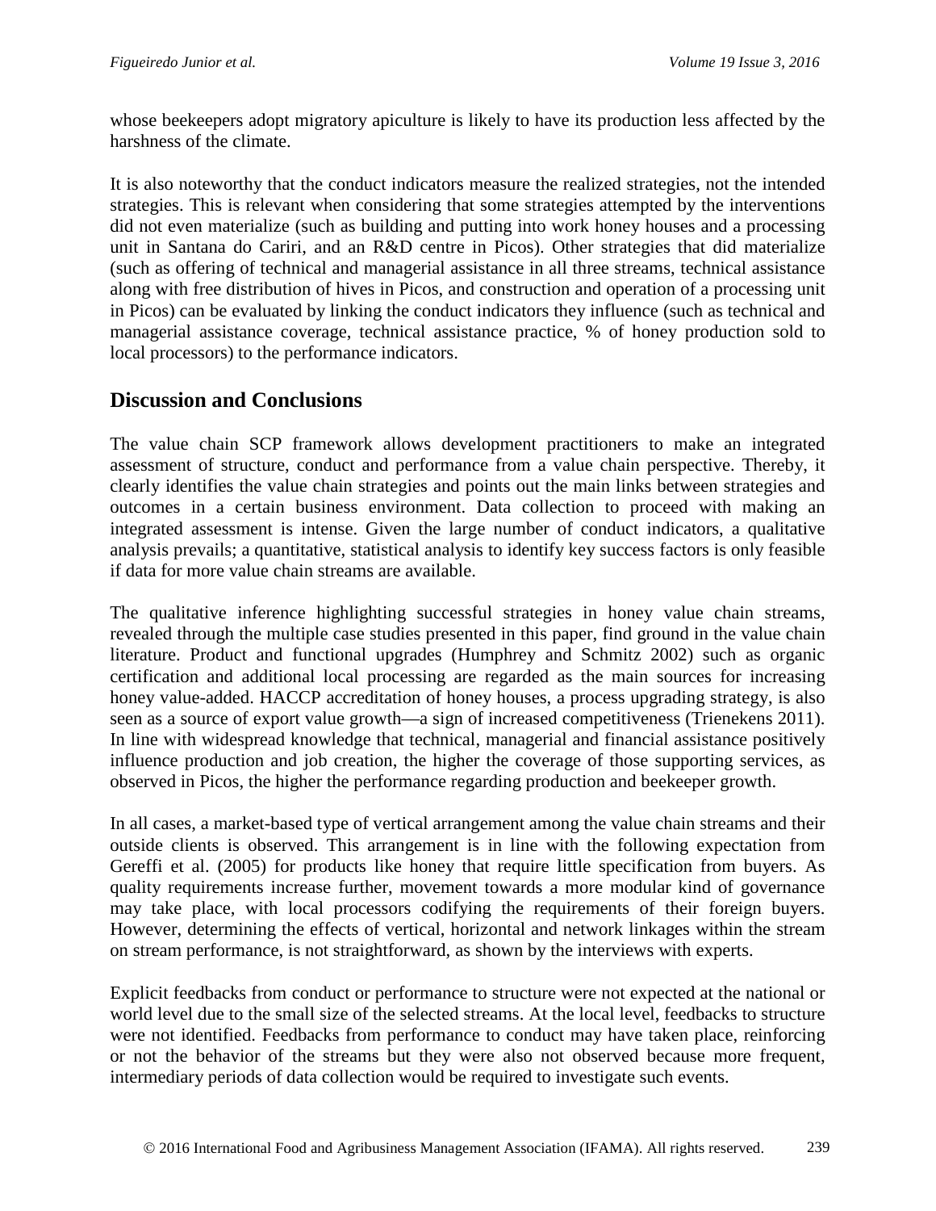whose beekeepers adopt migratory apiculture is likely to have its production less affected by the harshness of the climate.

It is also noteworthy that the conduct indicators measure the realized strategies, not the intended strategies. This is relevant when considering that some strategies attempted by the interventions did not even materialize (such as building and putting into work honey houses and a processing unit in Santana do Cariri, and an R&D centre in Picos). Other strategies that did materialize (such as offering of technical and managerial assistance in all three streams, technical assistance along with free distribution of hives in Picos, and construction and operation of a processing unit in Picos) can be evaluated by linking the conduct indicators they influence (such as technical and managerial assistance coverage, technical assistance practice, % of honey production sold to local processors) to the performance indicators.

## Discussion and Conclusions

The value chain SCP framework allows development practitioners to make an integrated assessment of structure, conduct and performance from a value chain perspective. Thereby, it clearly identifies the value chain strategies and points out the main links between strategies and outcomes in a certain business environment. Data collection to proceed with making an integrated assessment is intense. Given the large number of conduct indicators, a qualitative analysis prevails; a quantitative, statistical analysis to identify key success factors is only feasible if data for more value chain streams are available.

The qualitative inference highlighting successful strategies in honey value chain streams, revealed through the multiple case studies presented in this paper, find ground in the value chain literature. Product and functional upgrades (Humphrey and Schmitz 2002) such as organic certification and additional local processing are regarded as the main sources for increasing honey value-added. HACCP accreditation of honey houses, a process upgrading strategy, is also seen as a source of export value growth—a sign of increased competitiveness (Trienekens 2011). In line with widespread knowledge that technical, managerial and financial assistance positively influence production and job creation, the higher the coverage of those supporting services, as observed in Picos, the higher the performance regarding production and beekeeper growth.

In all cases, a market-based type of vertical arrangement among the value chain streams and their outside clients is observed. This arrangement is in line with the following expectation from Gereffi et al. (2005) for products like honey that require little specification from buyers. As quality requirements increase further, movement towards a more modular kind of governance may take place, with local processors codifying the requirements of their foreign buyers. However, determining the effects of vertical, horizontal and network linkages within the stream on stream performance, is not straightforward, as shown by the interviews with experts.

Explicit feedbacks from conduct or performance to structure were not expected at the national or world level due to the small size of the selected streams. At the local level, feedbacks to structure were not identified. Feedbacks from performance to conduct may have taken place, reinforcing or not the behavior of the streams but they were also not observed because more frequent, intermediary periods of data collection would be required to investigate such events.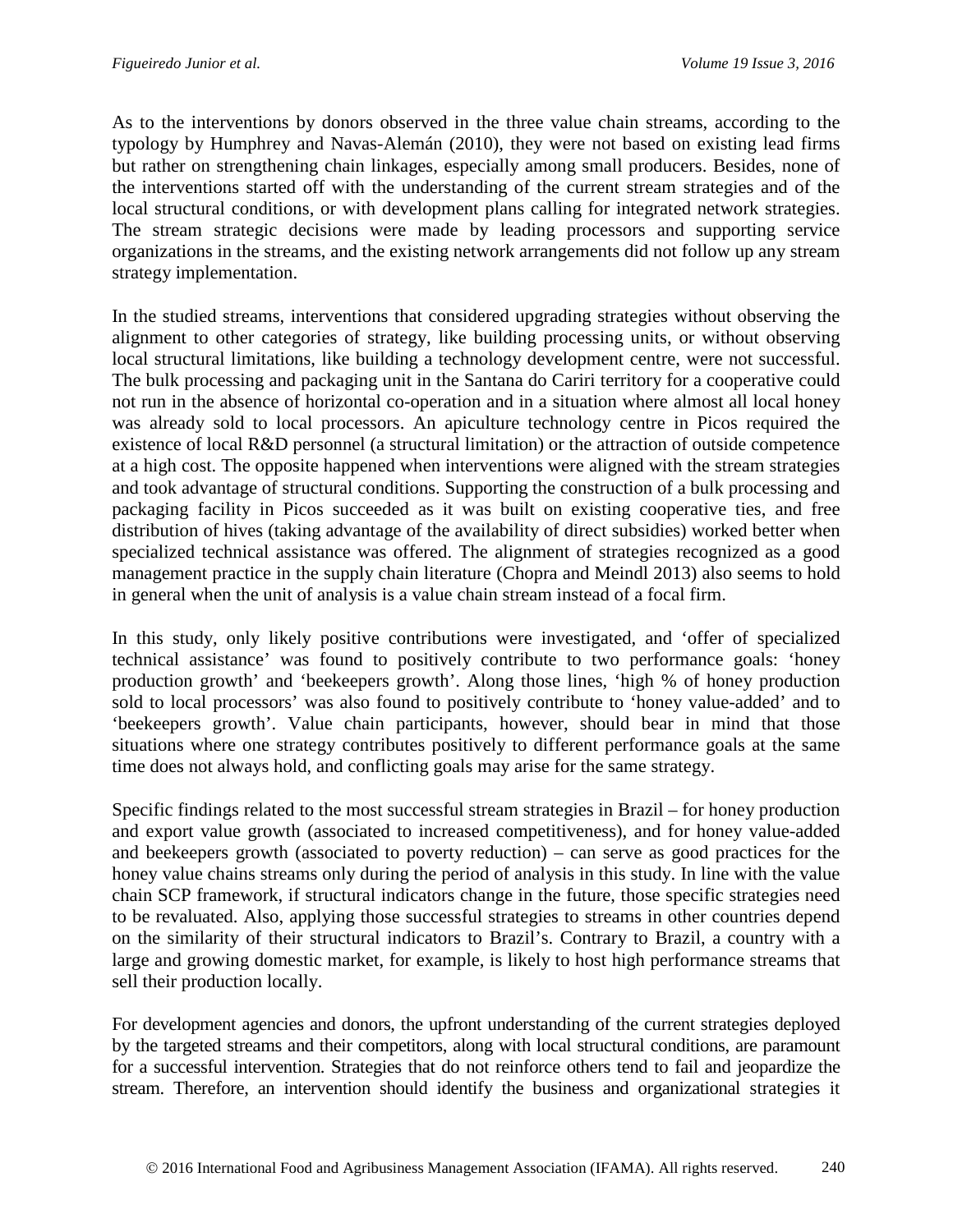As to the interventions by donors observed in the three value chain streams, according to the typology by Humphrey and Navas-Alemán (2010), they were not based on existing lead firms but rather on strengthening chain linkages, especially among small producers. Besides, none of the interventions started off with the understanding of the current stream strategies and of the local structural conditions, or with development plans calling for integrated network strategies. The stream strategic decisions were made by leading processors and supporting service organizations in the streams, and the existing network arrangements did not follow up any stream strategy implementation.

In the studied streams, interventions that considered upgrading strategies without observing the alignment to other categories of strategy, like building processing units, or without observing local structural limitations, like building a technology development centre, were not successful. The bulk processing and packaging unit in the Santana do Cariri territory for a cooperative could not run in the absence of horizontal co-operation and in a situation where almost all local honey was already sold to local processors. An apiculture technology centre in Picos required the existence of local R&D personnel (a structural limitation) or the attraction of outside competence at a high cost. The opposite happened when interventions were aligned with the stream strategies and took advantage of structural conditions. Supporting the construction of a bulk processing and packaging facility in Picos succeeded as it was built on existing cooperative ties, and free distribution of hives (taking advantage of the availability of direct subsidies) worked better when specialized technical assistance was offered. The alignment of strategies recognized as a good management practice in the supply chain literature (Chopra and Meindl 2013) also seems to hold in general when the unit of analysis is a value chain stream instead of a focal firm.

In this study, only likely positive contributions were investigated, and 'offer of specialized technical assistance' was found to positively contribute to two performance goals: 'honey production growth' and 'beekeepers growth'. Along those lines, 'high % of honey production sold to local processors' was also found to positively contribute to 'honey value-added' and to 'beekeepers growth'. Value chain participants, however, should bear in mind that those situations where one strategy contributes positively to different performance goals at the same time does not always hold, and conflicting goals may arise for the same strategy.

Specific findings related to the most successful stream strategies in Brazil – for honey production and export value growth (associated to increased competitiveness), and for honey value-added and beekeepers growth (associated to poverty reduction) – can serve as good practices for the honey value chains streams only during the period of analysis in this study. In line with the value chain SCP framework, if structural indicators change in the future, those specific strategies need to be revaluated. Also, applying those successful strategies to streams in other countries depend on the similarity of their structural indicators to Brazil's. Contrary to Brazil, a country with a large and growing domestic market, for example, is likely to host high performance streams that sell their production locally.

For development agencies and donors, the upfront understanding of the current strategies deployed by the targeted streams and their competitors, along with local structural conditions, are paramount for a successful intervention. Strategies that do not reinforce others tend to fail and jeopardize the stream. Therefore, an intervention should identify the business and organizational strategies it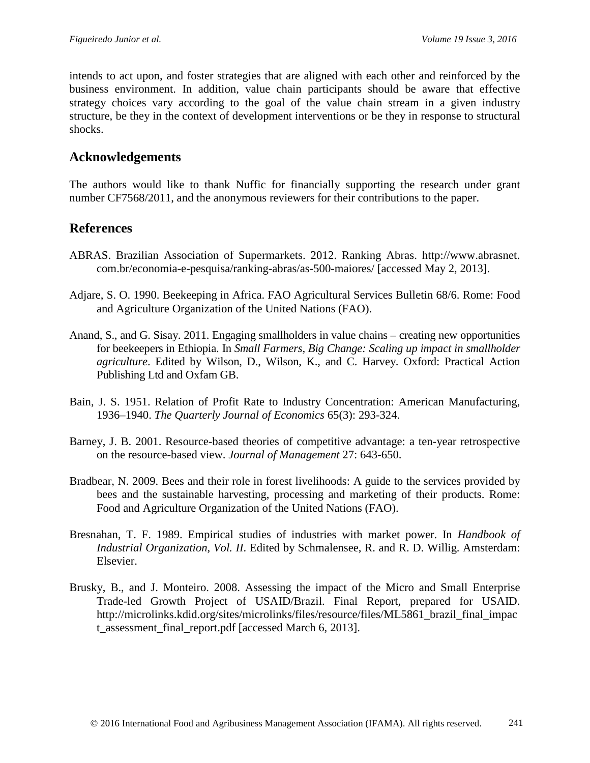intends to act upon, and foster strategies that are aligned with each other and reinforced by the business environment. In addition, value chain participants should be aware that effective strategy choices vary according to the goal of the value chain stream in a given industry structure, be they in the context of development interventions or be they in response to structural shocks.

## Acknowledgements

The authors would like to thank Nuffic for financially supporting the research under grant number CF7568/2011, and the anonymous reviewers for their contributions to the paper.

## References

ABRAS. Brazilian Association of Supermarkets. 2012. Ranking Abras. http://www.abrasnet.com.br/economia-e-pesquisa/ranking-abras/as-500-maiores/ [accessed May 2, 2013].

Adjare, S. O. 1990. Beekeeping in Africa. FAO Agricultural Services Bulletin 68/6. Rome: Food and Agriculture Organization of the United Nations (FAO).

Anand, S., and G. Sisay. 2011. Engaging smallholders in value chains – creating new opportunities for beekeepers in Ethiopia. In *Small Farmers, Big Change: Scaling up impact in smallholder agriculture*. Edited by Wilson, D., Wilson, K., and C. Harvey. Oxford: Practical Action Publishing Ltd and Oxfam GB.

Bain, J. S. 1951. Relation of Profit Rate to Industry Concentration: American Manufacturing, 1936–1940. *The Quarterly Journal of Economics* 65(3): 293-324.

Barney, J. B. 2001. Resource-based theories of competitive advantage: a ten-year retrospective on the resource-based view. *Journal of Management* 27: 643-650.

Bradbear, N. 2009. Bees and their role in forest livelihoods: A guide to the services provided by bees and the sustainable harvesting, processing and marketing of their products. Rome: Food and Agriculture Organization of the United Nations (FAO).

Bresnahan, T. F. 1989. Empirical studies of industries with market power. In *Handbook of Industrial Organization, Vol. II*. Edited by Schmalensee, R. and R. D. Willig. Amsterdam: Elsevier.

Brusky, B., and J. Monteiro. 2008. Assessing the impact of the Micro and Small Enterprise Trade-led Growth Project of USAID/Brazil. Final Report, prepared for USAID. http://microlinks.kdid.org/sites/microlinks/files/resource/files/ML5861_brazil_final_impact_assessment_final_report.pdf [accessed March 6, 2013].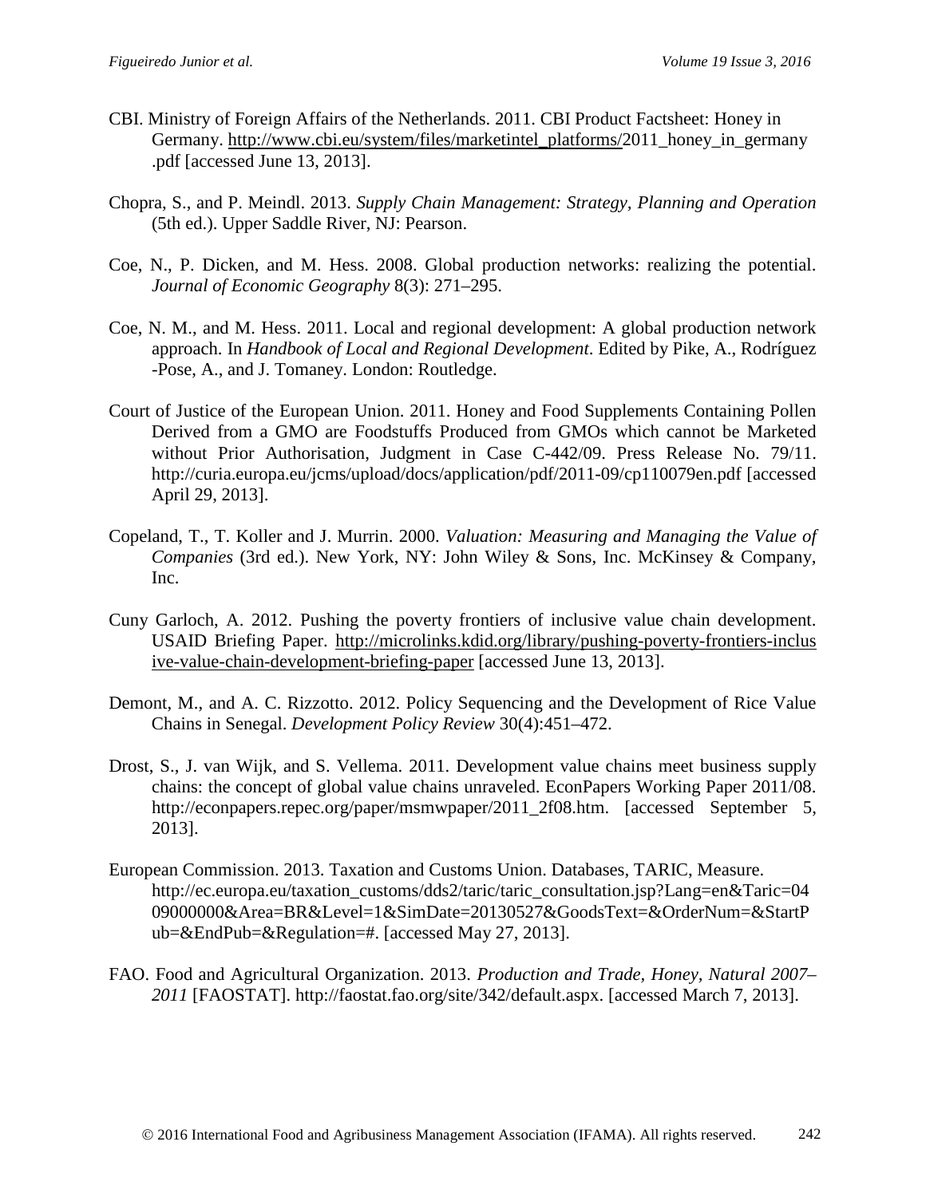CBI. Ministry of Foreign Affairs of the Netherlands. 2011. CBI Product Factsheet: Honey in Germany. http://www.cbi.eu/system/files/marketintel_platforms/2011_honey_in_germany.pdf [accessed June 13, 2013].

Chopra, S., and P. Meindl. 2013. *Supply Chain Management: Strategy, Planning and Operation* (5th ed.). Upper Saddle River, NJ: Pearson.

Coe, N., P. Dicken, and M. Hess. 2008. Global production networks: realizing the potential. *Journal of Economic Geography* 8(3): 271–295.

Coe, N. M., and M. Hess. 2011. Local and regional development: A global production network approach. In *Handbook of Local and Regional Development*. Edited by Pike, A., Rodríguez-Pose, A., and J. Tomaney. London: Routledge.

Court of Justice of the European Union. 2011. Honey and Food Supplements Containing Pollen Derived from a GMO are Foodstuffs Produced from GMOs which cannot be Marketed without Prior Authorisation, Judgment in Case C-442/09. Press Release No. 79/11. http://curia.europa.eu/jcms/upload/docs/application/pdf/2011-09/cp110079en.pdf [accessed April 29, 2013].

Copeland, T., T. Koller and J. Murrin. 2000. *Valuation: Measuring and Managing the Value of Companies* (3rd ed.). New York, NY: John Wiley & Sons, Inc. McKinsey & Company, Inc.

Cuny Garloch, A. 2012. Pushing the poverty frontiers of inclusive value chain development. USAID Briefing Paper. http://microlinks.kdid.org/library/pushing-poverty-frontiers-inclusive-value-chain-development-briefing-paper [accessed June 13, 2013].

Demont, M., and A. C. Rizzotto. 2012. Policy Sequencing and the Development of Rice Value Chains in Senegal. *Development Policy Review* 30(4):451–472.

Drost, S., J. van Wijk, and S. Vellema. 2011. Development value chains meet business supply chains: the concept of global value chains unraveled. EconPapers Working Paper 2011/08. http://econpapers.repec.org/paper/msmwpaper/2011_2f08.htm. [accessed September 5, 2013].

European Commission. 2013. Taxation and Customs Union. Databases, TARIC, Measure. http://ec.europa.eu/taxation_customs/dds2/taric/taric_consultation.jsp?Lang=en&Taric=0409000000&Area=BR&Level=1&SimDate=20130527&GoodsText=&OrderNum=&StartPub=&EndPub=&Regulation=#. [accessed May 27, 2013].

FAO. Food and Agricultural Organization. 2013. *Production and Trade, Honey, Natural 2007–2011* [FAOSTAT]. http://faostat.fao.org/site/342/default.aspx. [accessed March 7, 2013].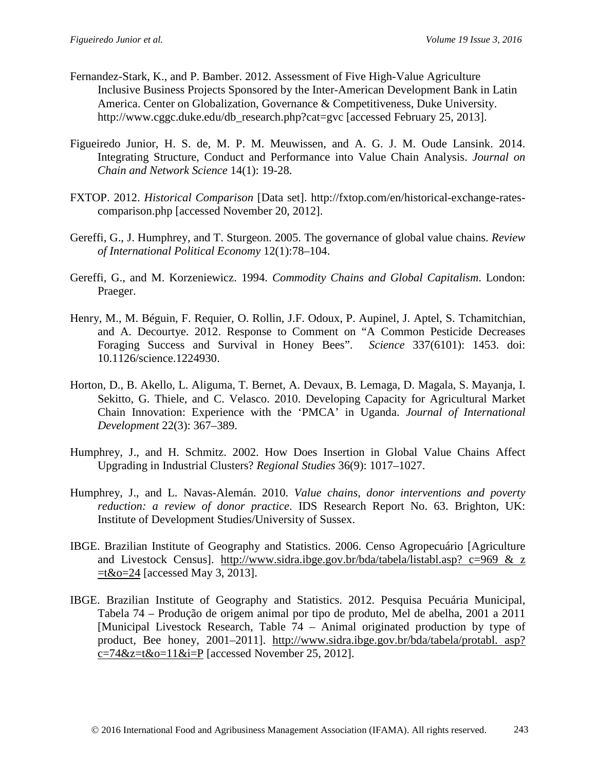Fernandez-Stark, K., and P. Bamber. 2012. Assessment of Five High-Value Agriculture Inclusive Business Projects Sponsored by the Inter-American Development Bank in Latin America. Center on Globalization, Governance & Competitiveness, Duke University. http://www.cggc.duke.edu/db_research.php?cat=gvc [accessed February 25, 2013].

Figueiredo Junior, H. S. de, M. P. M. Meuwissen, and A. G. J. M. Oude Lansink. 2014. Integrating Structure, Conduct and Performance into Value Chain Analysis. *Journal on Chain and Network Science* 14(1): 19-28.

FXTOP. 2012. *Historical Comparison* [Data set]. http://fxtop.com/en/historical-exchange-rates-comparison.php [accessed November 20, 2012].

Gereffi, G., J. Humphrey, and T. Sturgeon. 2005. The governance of global value chains. *Review of International Political Economy* 12(1):78–104.

Gereffi, G., and M. Korzeniewicz. 1994. *Commodity Chains and Global Capitalism*. London: Praeger.

Henry, M., M. Béguin, F. Requier, O. Rollin, J.F. Odoux, P. Aupinel, J. Aptel, S. Tchamitchian, and A. Decourtye. 2012. Response to Comment on "A Common Pesticide Decreases Foraging Success and Survival in Honey Bees". *Science* 337(6101): 1453. doi: 10.1126/science.1224930.

Horton, D., B. Akello, L. Aliguma, T. Bernet, A. Devaux, B. Lemaga, D. Magala, S. Mayanja, I. Sekitto, G. Thiele, and C. Velasco. 2010. Developing Capacity for Agricultural Market Chain Innovation: Experience with the 'PMCA' in Uganda. *Journal of International Development* 22(3): 367–389.

Humphrey, J., and H. Schmitz. 2002. How Does Insertion in Global Value Chains Affect Upgrading in Industrial Clusters? *Regional Studies* 36(9): 1017–1027.

Humphrey, J., and L. Navas-Alemán. 2010. *Value chains, donor interventions and poverty reduction: a review of donor practice*. IDS Research Report No. 63. Brighton, UK: Institute of Development Studies/University of Sussex.

IBGE. Brazilian Institute of Geography and Statistics. 2006. Censo Agropecuário [Agriculture and Livestock Census]. http://www.sidra.ibge.gov.br/bda/tabela/listabl.asp? c=969 & z =t&o=24 [accessed May 3, 2013].

IBGE. Brazilian Institute of Geography and Statistics. 2012. Pesquisa Pecuária Municipal, Tabela 74 – Produção de origem animal por tipo de produto, Mel de abelha, 2001 a 2011 [Municipal Livestock Research, Table 74 – Animal originated production by type of product, Bee honey, 2001–2011]. http://www.sidra.ibge.gov.br/bda/tabela/protabl. asp? c=74&z=t&o=11&i=P [accessed November 25, 2012].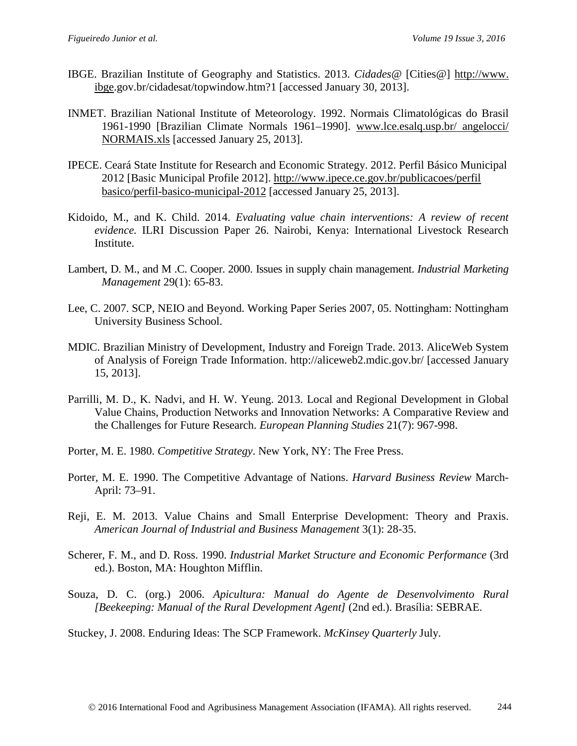IBGE. Brazilian Institute of Geography and Statistics. 2013. *Cidades@* [Cities@] http://www.ibge.gov.br/cidadesat/topwindow.htm?1 [accessed January 30, 2013].

INMET. Brazilian National Institute of Meteorology. 1992. Normais Climatológicas do Brasil 1961-1990 [Brazilian Climate Normals 1961–1990]. www.lce.esalq.usp.br/ angelocci/NORMAIS.xls [accessed January 25, 2013].

IPECE. Ceará State Institute for Research and Economic Strategy. 2012. Perfil Básico Municipal 2012 [Basic Municipal Profile 2012]. http://www.ipece.ce.gov.br/publicacoes/perfil basico/perfil-basico-municipal-2012 [accessed January 25, 2013].

Kidoido, M., and K. Child. 2014. *Evaluating value chain interventions: A review of recent evidence.* ILRI Discussion Paper 26. Nairobi, Kenya: International Livestock Research Institute.

Lambert, D. M., and M .C. Cooper. 2000. Issues in supply chain management. *Industrial Marketing Management* 29(1): 65-83.

Lee, C. 2007. SCP, NEIO and Beyond. Working Paper Series 2007, 05. Nottingham: Nottingham University Business School.

MDIC. Brazilian Ministry of Development, Industry and Foreign Trade. 2013. AliceWeb System of Analysis of Foreign Trade Information. http://aliceweb2.mdic.gov.br/ [accessed January 15, 2013].

Parrilli, M. D., K. Nadvi, and H. W. Yeung. 2013. Local and Regional Development in Global Value Chains, Production Networks and Innovation Networks: A Comparative Review and the Challenges for Future Research. *European Planning Studies* 21(7): 967-998.

Porter, M. E. 1980. *Competitive Strategy*. New York, NY: The Free Press.

Porter, M. E. 1990. The Competitive Advantage of Nations. *Harvard Business Review* March-April: 73–91.

Reji, E. M. 2013. Value Chains and Small Enterprise Development: Theory and Praxis. *American Journal of Industrial and Business Management* 3(1): 28-35.

Scherer, F. M., and D. Ross. 1990. *Industrial Market Structure and Economic Performance* (3rd ed.). Boston, MA: Houghton Mifflin.

Souza, D. C. (org.) 2006. *Apicultura: Manual do Agente de Desenvolvimento Rural [Beekeeping: Manual of the Rural Development Agent]* (2nd ed.). Brasília: SEBRAE.

Stuckey, J. 2008. Enduring Ideas: The SCP Framework. *McKinsey Quarterly* July.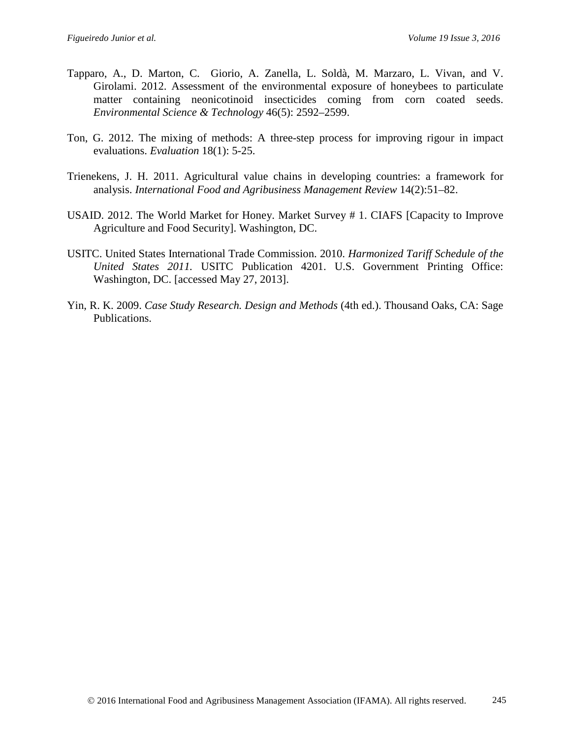Tapparo, A., D. Marton, C. Giorio, A. Zanella, L. Soldà, M. Marzaro, L. Vivan, and V. Girolami. 2012. Assessment of the environmental exposure of honeybees to particulate matter containing neonicotinoid insecticides coming from corn coated seeds. *Environmental Science & Technology* 46(5): 2592–2599.

Ton, G. 2012. The mixing of methods: A three-step process for improving rigour in impact evaluations. *Evaluation* 18(1): 5-25.

Trienekens, J. H. 2011. Agricultural value chains in developing countries: a framework for analysis. *International Food and Agribusiness Management Review* 14(2):51–82.

USAID. 2012. The World Market for Honey. Market Survey # 1. CIAFS [Capacity to Improve Agriculture and Food Security]. Washington, DC.

USITC. United States International Trade Commission. 2010. *Harmonized Tariff Schedule of the United States 2011.* USITC Publication 4201. U.S. Government Printing Office: Washington, DC. [accessed May 27, 2013].

Yin, R. K. 2009. *Case Study Research. Design and Methods* (4th ed.). Thousand Oaks, CA: Sage Publications.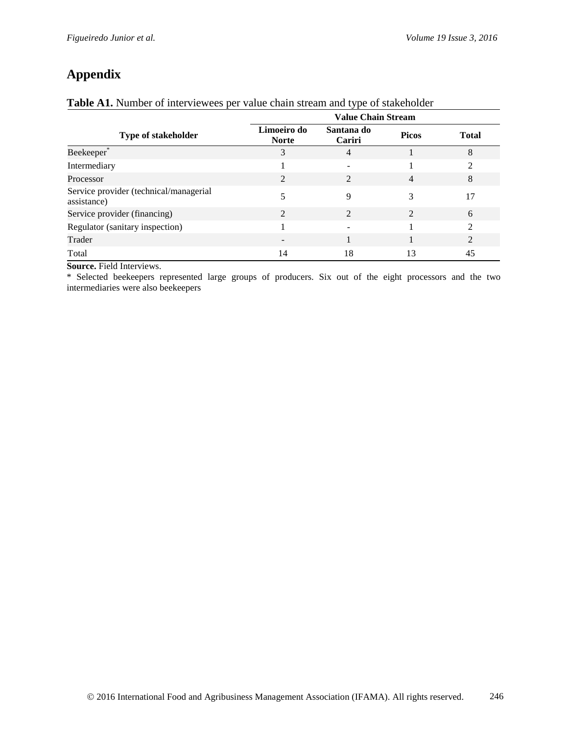# Appendix

**Table A1.** Number of interviewees per value chain stream and type of stakeholder

| Type of stakeholder | Value Chain Stream | | | |
|---|---|---|---|---|
| | Limoeiro do Norte | Santana do Cariri | Picos | Total |
| Beekeeper* | 3 | 4 | 1 | 8 |
| Intermediary | 1 | - | 1 | 2 |
| Processor | 2 | 2 | 4 | 8 |
| Service provider (technical/managerial assistance) | 5 | 9 | 3 | 17 |
| Service provider (financing) | 2 | 2 | 2 | 6 |
| Regulator (sanitary inspection) | 1 | - | 1 | 2 |
| Trader | - | 1 | 1 | 2 |
| Total | 14 | 18 | 13 | 45 |

**Source.** Field Interviews.

* Selected beekeepers represented large groups of producers. Six out of the eight processors and the two intermediaries were also beekeepers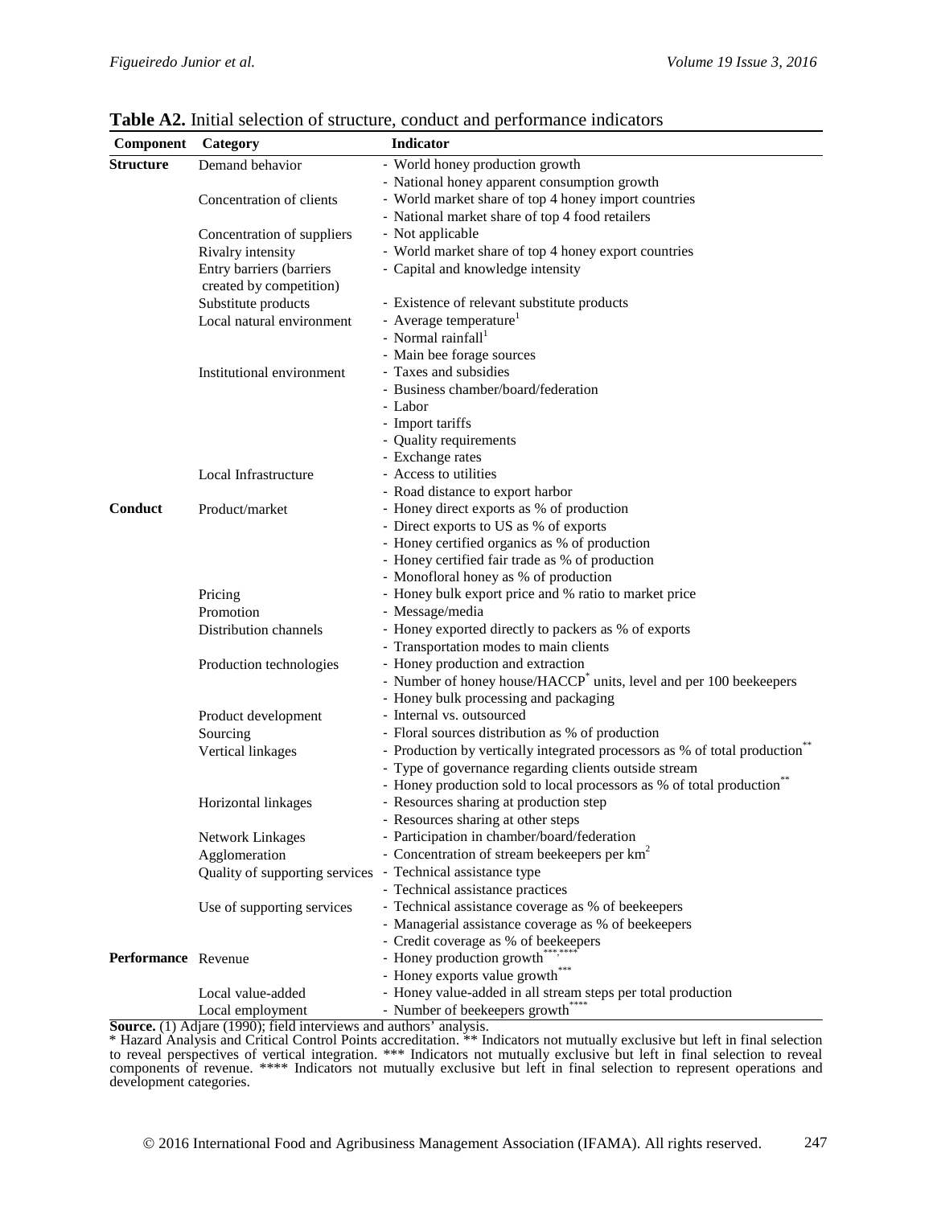**Table A2.** Initial selection of structure, conduct and performance indicators

| Component | Category | Indicator |
|---|---|---|
| **Structure** | Demand behavior | - World honey production growth |
| | | - National honey apparent consumption growth |
| | Concentration of clients | - World market share of top 4 honey import countries |
| | | - National market share of top 4 food retailers |
| | Concentration of suppliers | - Not applicable |
| | Rivalry intensity | - World market share of top 4 honey export countries |
| | Entry barriers (barriers created by competition) | - Capital and knowledge intensity |
| | Substitute products | - Existence of relevant substitute products |
| | Local natural environment | - Average temperature[1] |
| | | - Normal rainfall[1] |
| | | - Main bee forage sources |
| | Institutional environment | - Taxes and subsidies |
| | | - Business chamber/board/federation |
| | | - Labor |
| | | - Import tariffs |
| | | - Quality requirements |
| | | - Exchange rates |
| | Local Infrastructure | - Access to utilities |
| | | - Road distance to export harbor |
| **Conduct** | Product/market | - Honey direct exports as % of production |
| | | - Direct exports to US as % of exports |
| | | - Honey certified organics as % of production |
| | | - Honey certified fair trade as % of production |
| | | - Monofloral honey as % of production |
| | Pricing | - Honey bulk export price and % ratio to market price |
| | Promotion | - Message/media |
| | Distribution channels | - Honey exported directly to packers as % of exports |
| | | - Transportation modes to main clients |
| | Production technologies | - Honey production and extraction |
| | | - Number of honey house/HACCP* units, level and per 100 beekeepers |
| | | - Honey bulk processing and packaging |
| | Product development | - Internal vs. outsourced |
| | Sourcing | - Floral sources distribution as % of production |
| | Vertical linkages | - Production by vertically integrated processors as % of total production** |
| | | - Type of governance regarding clients outside stream |
| | | - Honey production sold to local processors as % of total production** |
| | Horizontal linkages | - Resources sharing at production step |
| | | - Resources sharing at other steps |
| | Network Linkages | - Participation in chamber/board/federation |
| | Agglomeration | - Concentration of stream beekeepers per km$^2$ |
| | Quality of supporting services | - Technical assistance type |
| | | - Technical assistance practices |
| | Use of supporting services | - Technical assistance coverage as % of beekeepers |
| | | - Managerial assistance coverage as % of beekeepers |
| | | - Credit coverage as % of beekeepers |
| **Performance** | Revenue | - Honey production growth***,**** |
| | | - Honey exports value growth*** |
| | Local value-added | - Honey value-added in all stream steps per total production |
| | Local employment | - Number of beekeepers growth**** |

**Source.** (1) Adjare (1990); field interviews and authors' analysis.
\* Hazard Analysis and Critical Control Points accreditation. ** Indicators not mutually exclusive but left in final selection to reveal perspectives of vertical integration. *** Indicators not mutually exclusive but left in final selection to reveal components of revenue. **** Indicators not mutually exclusive but left in final selection to represent operations and development categories.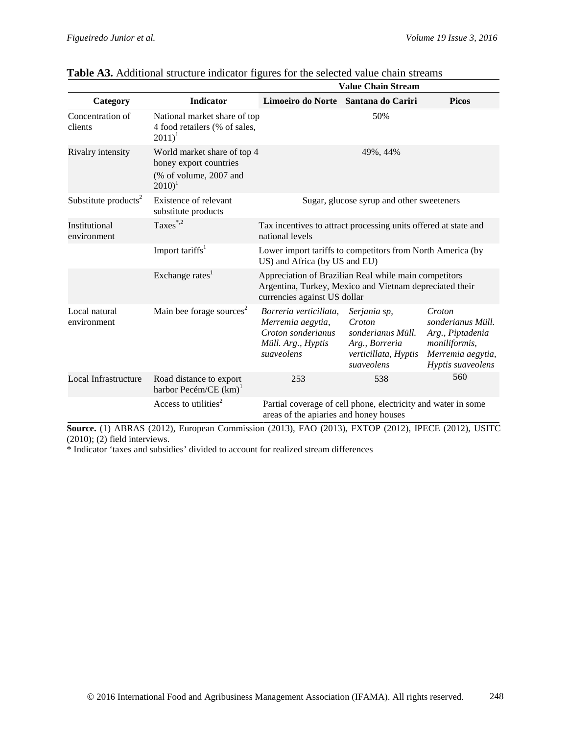**Table A3.** Additional structure indicator figures for the selected value chain streams

| Category | Indicator | Value Chain Stream | | |
|---|---|---|---|---|
| | | Limoeiro do Norte | Santana do Cariri | Picos |
| Concentration of clients | National market share of top 4 food retailers (% of sales, 2011)[1] | 50% | | |
| Rivalry intensity | World market share of top 4 honey export countries (% of volume, 2007 and 2010)[1] | 49%, 44% | | |
| Substitute products[2] | Existence of relevant substitute products | Sugar, glucose syrup and other sweeteners | | |
| Institutional environment | Taxes[*,2] | Tax incentives to attract processing units offered at state and national levels | | |
| | Import tariffs[1] | Lower import tariffs to competitors from North America (by US) and Africa (by US and EU) | | |
| | Exchange rates[1] | Appreciation of Brazilian Real while main competitors Argentina, Turkey, Mexico and Vietnam depreciated their currencies against US dollar | | |
| Local natural environment | Main bee forage sources[2] | *Borreria verticillata, Merremia aegytia, Croton sonderianus Müll. Arg., Hyptis suaveolens* | *Serjania sp, Croton sonderianus Müll. Arg., Borreria verticillata, Hyptis suaveolens* | *Croton sonderianus Müll. Arg., Piptadenia moniliformis, Merremia aegytia, Hyptis suaveolens* |
| Local Infrastructure | Road distance to export harbor Pecém/CE (km)[1] | 253 | 538 | 560 |
| | Access to utilities[2] | Partial coverage of cell phone, electricity and water in some areas of the apiaries and honey houses | | |

**Source.** (1) ABRAS (2012), European Commission (2013), FAO (2013), FXTOP (2012), IPECE (2012), USITC (2010); (2) field interviews.

\* Indicator 'taxes and subsidies' divided to account for realized stream differences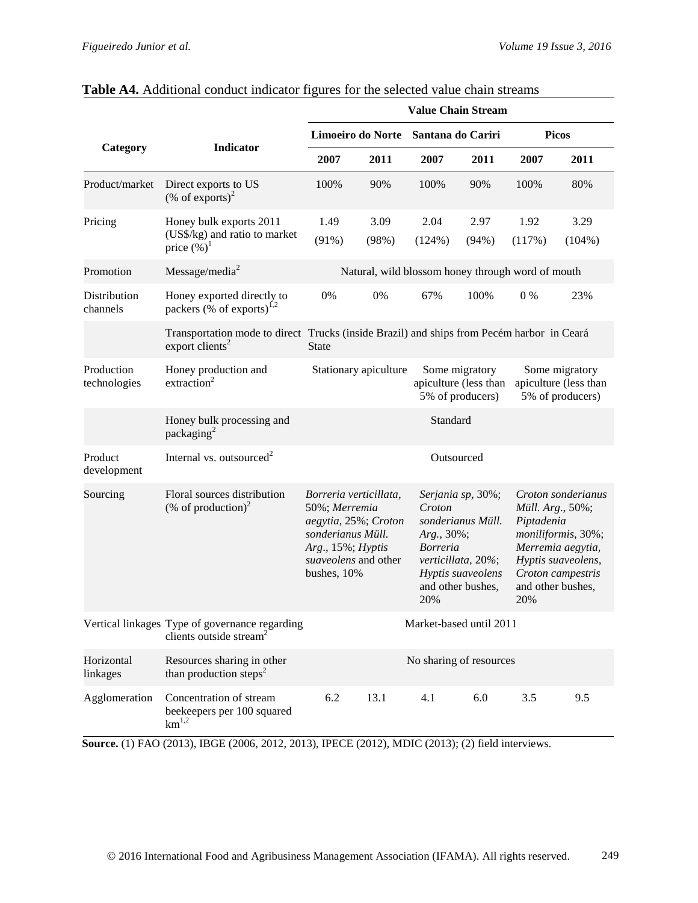**Table A4.** Additional conduct indicator figures for the selected value chain streams

| Category | Indicator | Value Chain Stream | | | | | |
|---|---|---|---|---|---|---|---|
| | | Limoeiro do Norte | | Santana do Cariri | | Picos | |
| | | 2007 | 2011 | 2007 | 2011 | 2007 | 2011 |
| Product/market | Direct exports to US (% of exports)[2] | 100% | 90% | 100% | 90% | 100% | 80% |
| Pricing | Honey bulk exports 2011 (US$/kg) and ratio to market price (%)[1] | 1.49 (91%) | 3.09 (98%) | 2.04 (124%) | 2.97 (94%) | 1.92 (117%) | 3.29 (104%) |
| Promotion | Message/media[2] | Natural, wild blossom honey through word of mouth | | | | | |
| Distribution channels | Honey exported directly to packers (% of exports)[1,2] | 0% | 0% | 67% | 100% | 0 % | 23% |
| | Transportation mode to direct export clients[2] | Trucks (inside Brazil) and ships from Pecém harbor in Ceará State | | | | | |
| Production technologies | Honey production and extraction[2] | Stationary apiculture | | Some migratory apiculture (less than 5% of producers) | | Some migratory apiculture (less than 5% of producers) | |
| | Honey bulk processing and packaging[2] | Standard | | | | | |
| Product development | Internal vs. outsourced[2] | Outsourced | | | | | |
| Sourcing | Floral sources distribution (% of production)[2] | *Borreria verticillata*, 50%; *Merremia aegytia*, 25%; *Croton sonderianus Müll. Arg*., 15%; *Hyptis suaveolens* and other bushes, 10% | | *Serjania sp*, 30%; *Croton sonderianus Müll. Arg.*, 30%; *Borreria verticillata*, 20%; *Hyptis suaveolens* and other bushes, 20% | | *Croton sonderianus Müll. Arg.*, 50%; *Piptadenia moniliformis*, 30%; *Merremia aegytia, Hyptis suaveolens, Croton campestris* and other bushes, 20% | |
| Vertical linkages | Type of governance regarding clients outside stream[2] | Market-based until 2011 | | | | | |
| Horizontal linkages | Resources sharing in other than production steps[2] | No sharing of resources | | | | | |
| Agglomeration | Concentration of stream beekeepers per 100 squared km[1,2] | 6.2 | 13.1 | 4.1 | 6.0 | 3.5 | 9.5 |

**Source.** (1) FAO (2013), IBGE (2006, 2012, 2013), IPECE (2012), MDIC (2013); (2) field interviews.